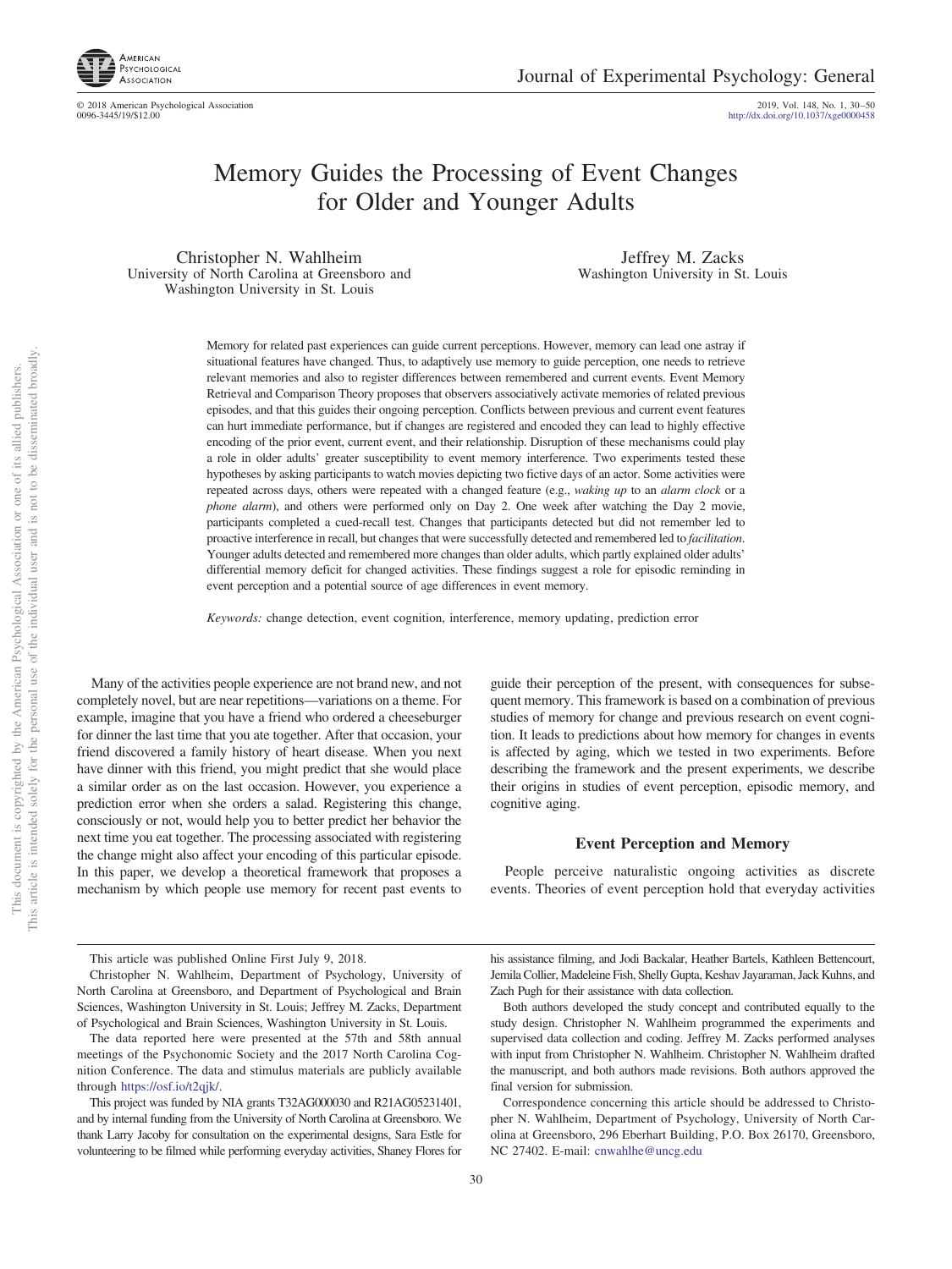# Memory Guides the Processing of Event Changes for Older and Younger Adults

Christopher N. Wahlheim
University of North Carolina at Greensboro and Washington University in St. Louis

Jeffrey M. Zacks
Washington University in St. Louis

Memory for related past experiences can guide current perceptions. However, memory can lead one astray if situational features have changed. Thus, to adaptively use memory to guide perception, one needs to retrieve relevant memories and also to register differences between remembered and current events. Event Memory Retrieval and Comparison Theory proposes that observers associatively activate memories of related previous episodes, and that this guides their ongoing perception. Conflicts between previous and current event features can hurt immediate performance, but if changes are registered and encoded they can lead to highly effective encoding of the prior event, current event, and their relationship. Disruption of these mechanisms could play a role in older adults' greater susceptibility to event memory interference. Two experiments tested these hypotheses by asking participants to watch movies depicting two fictive days of an actor. Some activities were repeated across days, others were repeated with a changed feature (e.g., *waking up* to an *alarm clock* or a *phone alarm*), and others were performed only on Day 2. One week after watching the Day 2 movie, participants completed a cued-recall test. Changes that participants detected but did not remember led to proactive interference in recall, but changes that were successfully detected and remembered led to *facilitation*. Younger adults detected and remembered more changes than older adults, which partly explained older adults' differential memory deficit for changed activities. These findings suggest a role for episodic reminding in event perception and a potential source of age differences in event memory.

*Keywords:* change detection, event cognition, interference, memory updating, prediction error

Many of the activities people experience are not brand new, and not completely novel, but are near repetitions—variations on a theme. For example, imagine that you have a friend who ordered a cheeseburger for dinner the last time that you ate together. After that occasion, your friend discovered a family history of heart disease. When you next have dinner with this friend, you might predict that she would place a similar order as on the last occasion. However, you experience a prediction error when she orders a salad. Registering this change, consciously or not, would help you to better predict her behavior the next time you eat together. The processing associated with registering the change might also affect your encoding of this particular episode. In this paper, we develop a theoretical framework that proposes a mechanism by which people use memory for recent past events to guide their perception of the present, with consequences for subsequent memory. This framework is based on a combination of previous studies of memory for change and previous research on event cognition. It leads to predictions about how memory for changes in events is affected by aging, which we tested in two experiments. Before describing the framework and the present experiments, we describe their origins in studies of event perception, episodic memory, and cognitive aging.

## Event Perception and Memory

People perceive naturalistic ongoing activities as discrete events. Theories of event perception hold that everyday activities

---

This article was published Online First July 9, 2018.

Christopher N. Wahlheim, Department of Psychology, University of North Carolina at Greensboro, and Department of Psychological and Brain Sciences, Washington University in St. Louis; Jeffrey M. Zacks, Department of Psychological and Brain Sciences, Washington University in St. Louis.

The data reported here were presented at the 57th and 58th annual meetings of the Psychonomic Society and the 2017 North Carolina Cognition Conference. The data and stimulus materials are publicly available through https://osf.io/t2qjk/.

This project was funded by NIA grants T32AG000030 and R21AG05231401, and by internal funding from the University of North Carolina at Greensboro. We thank Larry Jacoby for consultation on the experimental designs, Sara Estle for volunteering to be filmed while performing everyday activities, Shaney Flores for his assistance filming, and Jodi Backalar, Heather Bartels, Kathleen Bettencourt, Jemila Collier, Madeleine Fish, Shelly Gupta, Keshav Jayaraman, Jack Kuhns, and Zach Pugh for their assistance with data collection.

Both authors developed the study concept and contributed equally to the study design. Christopher N. Wahlheim programmed the experiments and supervised data collection and coding. Jeffrey M. Zacks performed analyses with input from Christopher N. Wahlheim. Christopher N. Wahlheim drafted the manuscript, and both authors made revisions. Both authors approved the final version for submission.

Correspondence concerning this article should be addressed to Christopher N. Wahlheim, Department of Psychology, University of North Carolina at Greensboro, 296 Eberhart Building, P.O. Box 26170, Greensboro, NC 27402. E-mail: cnwahlhe@uncg.edu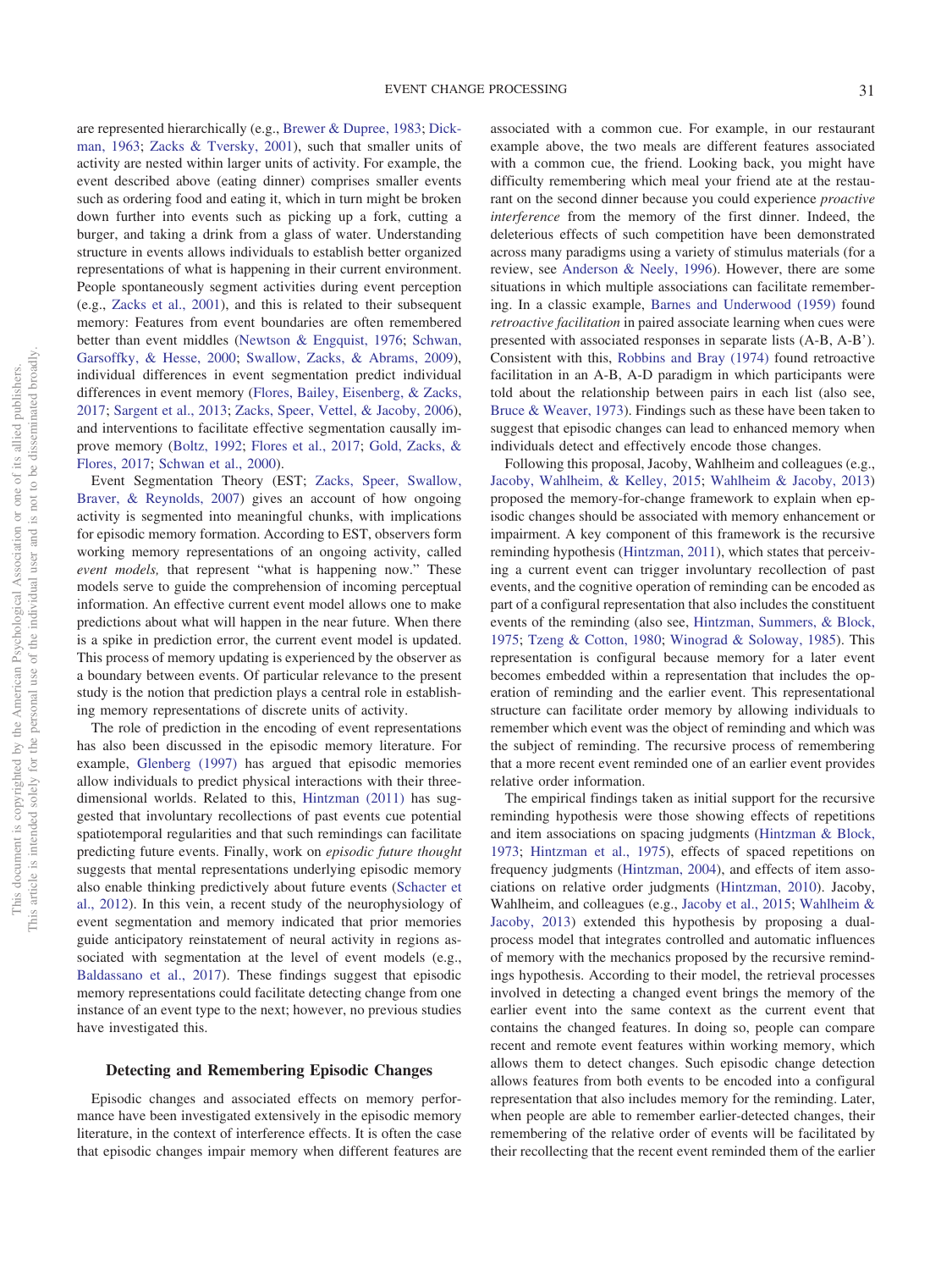are represented hierarchically (e.g., Brewer & Dupree, 1983; Dickman, 1963; Zacks & Tversky, 2001), such that smaller units of activity are nested within larger units of activity. For example, the event described above (eating dinner) comprises smaller events such as ordering food and eating it, which in turn might be broken down further into events such as picking up a fork, cutting a burger, and taking a drink from a glass of water. Understanding structure in events allows individuals to establish better organized representations of what is happening in their current environment. People spontaneously segment activities during event perception (e.g., Zacks et al., 2001), and this is related to their subsequent memory: Features from event boundaries are often remembered better than event middles (Newtson & Engquist, 1976; Schwan, Garsoffky, & Hesse, 2000; Swallow, Zacks, & Abrams, 2009), individual differences in event segmentation predict individual differences in event memory (Flores, Bailey, Eisenberg, & Zacks, 2017; Sargent et al., 2013; Zacks, Speer, Vettel, & Jacoby, 2006), and interventions to facilitate effective segmentation causally improve memory (Boltz, 1992; Flores et al., 2017; Gold, Zacks, & Flores, 2017; Schwan et al., 2000).

Event Segmentation Theory (EST; Zacks, Speer, Swallow, Braver, & Reynolds, 2007) gives an account of how ongoing activity is segmented into meaningful chunks, with implications for episodic memory formation. According to EST, observers form working memory representations of an ongoing activity, called *event models,* that represent "what is happening now." These models serve to guide the comprehension of incoming perceptual information. An effective current event model allows one to make predictions about what will happen in the near future. When there is a spike in prediction error, the current event model is updated. This process of memory updating is experienced by the observer as a boundary between events. Of particular relevance to the present study is the notion that prediction plays a central role in establishing memory representations of discrete units of activity.

The role of prediction in the encoding of event representations has also been discussed in the episodic memory literature. For example, Glenberg (1997) has argued that episodic memories allow individuals to predict physical interactions with their three-dimensional worlds. Related to this, Hintzman (2011) has suggested that involuntary recollections of past events cue potential spatiotemporal regularities and that such remindings can facilitate predicting future events. Finally, work on *episodic future thought* suggests that mental representations underlying episodic memory also enable thinking predictively about future events (Schacter et al., 2012). In this vein, a recent study of the neurophysiology of event segmentation and memory indicated that prior memories guide anticipatory reinstatement of neural activity in regions associated with segmentation at the level of event models (e.g., Baldassano et al., 2017). These findings suggest that episodic memory representations could facilitate detecting change from one instance of an event type to the next; however, no previous studies have investigated this.

## Detecting and Remembering Episodic Changes

Episodic changes and associated effects on memory performance have been investigated extensively in the episodic memory literature, in the context of interference effects. It is often the case that episodic changes impair memory when different features are associated with a common cue. For example, in our restaurant example above, the two meals are different features associated with a common cue, the friend. Looking back, you might have difficulty remembering which meal your friend ate at the restaurant on the second dinner because you could experience *proactive interference* from the memory of the first dinner. Indeed, the deleterious effects of such competition have been demonstrated across many paradigms using a variety of stimulus materials (for a review, see Anderson & Neely, 1996). However, there are some situations in which multiple associations can facilitate remembering. In a classic example, Barnes and Underwood (1959) found *retroactive facilitation* in paired associate learning when cues were presented with associated responses in separate lists (A-B, A-B'). Consistent with this, Robbins and Bray (1974) found retroactive facilitation in an A-B, A-D paradigm in which participants were told about the relationship between pairs in each list (also see, Bruce & Weaver, 1973). Findings such as these have been taken to suggest that episodic changes can lead to enhanced memory when individuals detect and effectively encode those changes.

Following this proposal, Jacoby, Wahlheim and colleagues (e.g., Jacoby, Wahlheim, & Kelley, 2015; Wahlheim & Jacoby, 2013) proposed the memory-for-change framework to explain when episodic changes should be associated with memory enhancement or impairment. A key component of this framework is the recursive reminding hypothesis (Hintzman, 2011), which states that perceiving a current event can trigger involuntary recollection of past events, and the cognitive operation of reminding can be encoded as part of a configural representation that also includes the constituent events of the reminding (also see, Hintzman, Summers, & Block, 1975; Tzeng & Cotton, 1980; Winograd & Soloway, 1985). This representation is configural because memory for a later event becomes embedded within a representation that includes the operation of reminding and the earlier event. This representational structure can facilitate order memory by allowing individuals to remember which event was the object of reminding and which was the subject of reminding. The recursive process of remembering that a more recent event reminded one of an earlier event provides relative order information.

The empirical findings taken as initial support for the recursive reminding hypothesis were those showing effects of repetitions and item associations on spacing judgments (Hintzman & Block, 1973; Hintzman et al., 1975), effects of spaced repetitions on frequency judgments (Hintzman, 2004), and effects of item associations on relative order judgments (Hintzman, 2010). Jacoby, Wahlheim, and colleagues (e.g., Jacoby et al., 2015; Wahlheim & Jacoby, 2013) extended this hypothesis by proposing a dual-process model that integrates controlled and automatic influences of memory with the mechanics proposed by the recursive remindings hypothesis. According to their model, the retrieval processes involved in detecting a changed event brings the memory of the earlier event into the same context as the current event that contains the changed features. In doing so, people can compare recent and remote event features within working memory, which allows them to detect changes. Such episodic change detection allows features from both events to be encoded into a configural representation that also includes memory for the reminding. Later, when people are able to remember earlier-detected changes, their remembering of the relative order of events will be facilitated by their recollecting that the recent event reminded them of the earlier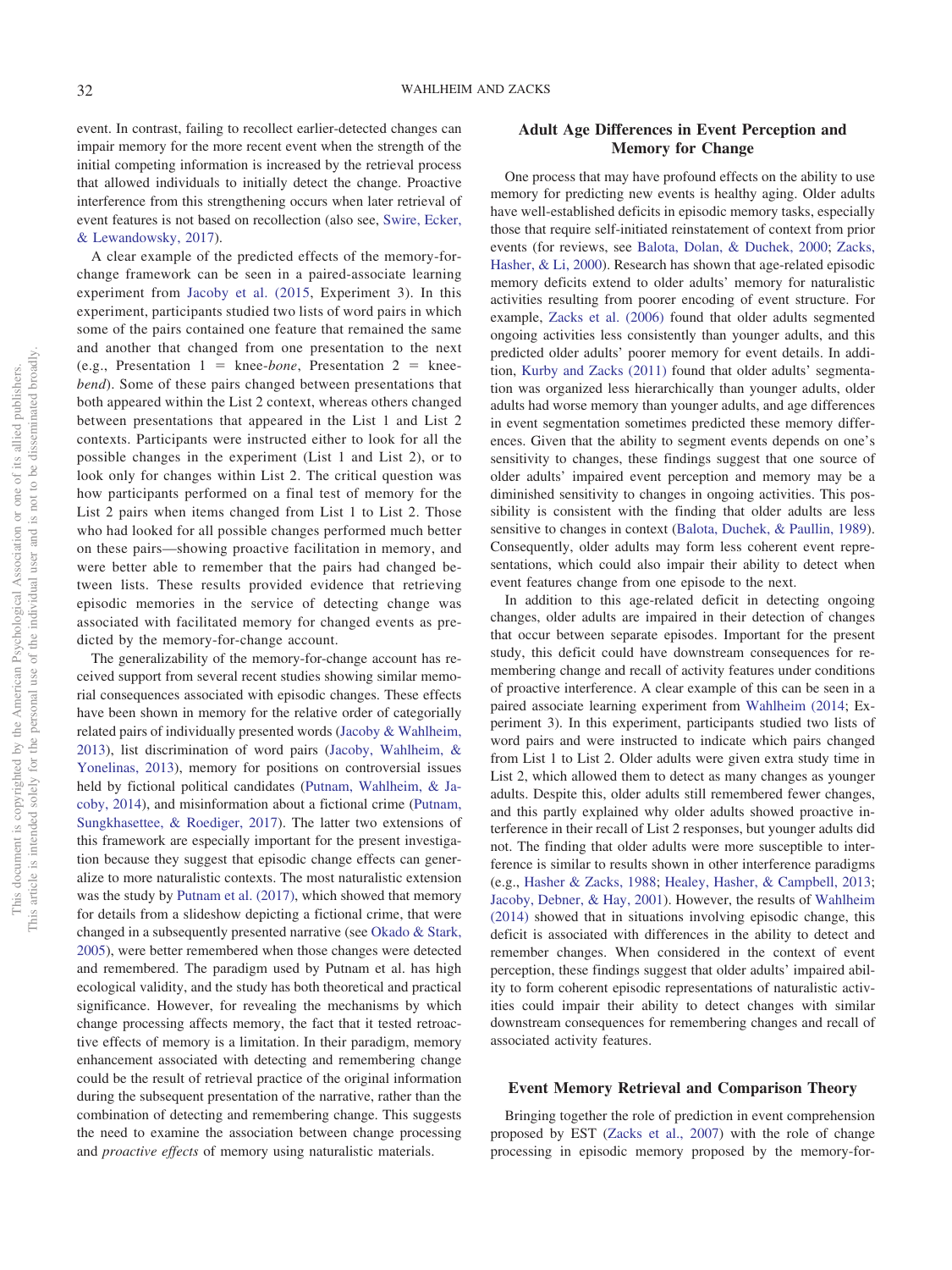event. In contrast, failing to recollect earlier-detected changes can impair memory for the more recent event when the strength of the initial competing information is increased by the retrieval process that allowed individuals to initially detect the change. Proactive interference from this strengthening occurs when later retrieval of event features is not based on recollection (also see, Swire, Ecker, & Lewandowsky, 2017).

A clear example of the predicted effects of the memory-for-change framework can be seen in a paired-associate learning experiment from Jacoby et al. (2015, Experiment 3). In this experiment, participants studied two lists of word pairs in which some of the pairs contained one feature that remained the same and another that changed from one presentation to the next (e.g., Presentation 1 = knee-*bone*, Presentation 2 = knee-*bend*). Some of these pairs changed between presentations that both appeared within the List 2 context, whereas others changed between presentations that appeared in the List 1 and List 2 contexts. Participants were instructed either to look for all the possible changes in the experiment (List 1 and List 2), or to look only for changes within List 2. The critical question was how participants performed on a final test of memory for the List 2 pairs when items changed from List 1 to List 2. Those who had looked for all possible changes performed much better on these pairs—showing proactive facilitation in memory, and were better able to remember that the pairs had changed between lists. These results provided evidence that retrieving episodic memories in the service of detecting change was associated with facilitated memory for changed events as predicted by the memory-for-change account.

The generalizability of the memory-for-change account has received support from several recent studies showing similar memorial consequences associated with episodic changes. These effects have been shown in memory for the relative order of categorially related pairs of individually presented words (Jacoby & Wahlheim, 2013), list discrimination of word pairs (Jacoby, Wahlheim, & Yonelinas, 2013), memory for positions on controversial issues held by fictional political candidates (Putnam, Wahlheim, & Jacoby, 2014), and misinformation about a fictional crime (Putnam, Sungkhasettee, & Roediger, 2017). The latter two extensions of this framework are especially important for the present investigation because they suggest that episodic change effects can generalize to more naturalistic contexts. The most naturalistic extension was the study by Putnam et al. (2017), which showed that memory for details from a slideshow depicting a fictional crime, that were changed in a subsequently presented narrative (see Okado & Stark, 2005), were better remembered when those changes were detected and remembered. The paradigm used by Putnam et al. has high ecological validity, and the study has both theoretical and practical significance. However, for revealing the mechanisms by which change processing affects memory, the fact that it tested retroactive effects of memory is a limitation. In their paradigm, memory enhancement associated with detecting and remembering change could be the result of retrieval practice of the original information during the subsequent presentation of the narrative, rather than the combination of detecting and remembering change. This suggests the need to examine the association between change processing and *proactive effects* of memory using naturalistic materials.

## Adult Age Differences in Event Perception and Memory for Change

One process that may have profound effects on the ability to use memory for predicting new events is healthy aging. Older adults have well-established deficits in episodic memory tasks, especially those that require self-initiated reinstatement of context from prior events (for reviews, see Balota, Dolan, & Duchek, 2000; Zacks, Hasher, & Li, 2000). Research has shown that age-related episodic memory deficits extend to older adults' memory for naturalistic activities resulting from poorer encoding of event structure. For example, Zacks et al. (2006) found that older adults segmented ongoing activities less consistently than younger adults, and this predicted older adults' poorer memory for event details. In addition, Kurby and Zacks (2011) found that older adults' segmentation was organized less hierarchically than younger adults, older adults had worse memory than younger adults, and age differences in event segmentation sometimes predicted these memory differences. Given that the ability to segment events depends on one's sensitivity to changes, these findings suggest that one source of older adults' impaired event perception and memory may be a diminished sensitivity to changes in ongoing activities. This possibility is consistent with the finding that older adults are less sensitive to changes in context (Balota, Duchek, & Paullin, 1989). Consequently, older adults may form less coherent event representations, which could also impair their ability to detect when event features change from one episode to the next.

In addition to this age-related deficit in detecting ongoing changes, older adults are impaired in their detection of changes that occur between separate episodes. Important for the present study, this deficit could have downstream consequences for remembering change and recall of activity features under conditions of proactive interference. A clear example of this can be seen in a paired associate learning experiment from Wahlheim (2014; Experiment 3). In this experiment, participants studied two lists of word pairs and were instructed to indicate which pairs changed from List 1 to List 2. Older adults were given extra study time in List 2, which allowed them to detect as many changes as younger adults. Despite this, older adults still remembered fewer changes, and this partly explained why older adults showed proactive interference in their recall of List 2 responses, but younger adults did not. The finding that older adults were more susceptible to interference is similar to results shown in other interference paradigms (e.g., Hasher & Zacks, 1988; Healey, Hasher, & Campbell, 2013; Jacoby, Debner, & Hay, 2001). However, the results of Wahlheim (2014) showed that in situations involving episodic change, this deficit is associated with differences in the ability to detect and remember changes. When considered in the context of event perception, these findings suggest that older adults' impaired ability to form coherent episodic representations of naturalistic activities could impair their ability to detect changes with similar downstream consequences for remembering changes and recall of associated activity features.

## Event Memory Retrieval and Comparison Theory

Bringing together the role of prediction in event comprehension proposed by EST (Zacks et al., 2007) with the role of change processing in episodic memory proposed by the memory-for-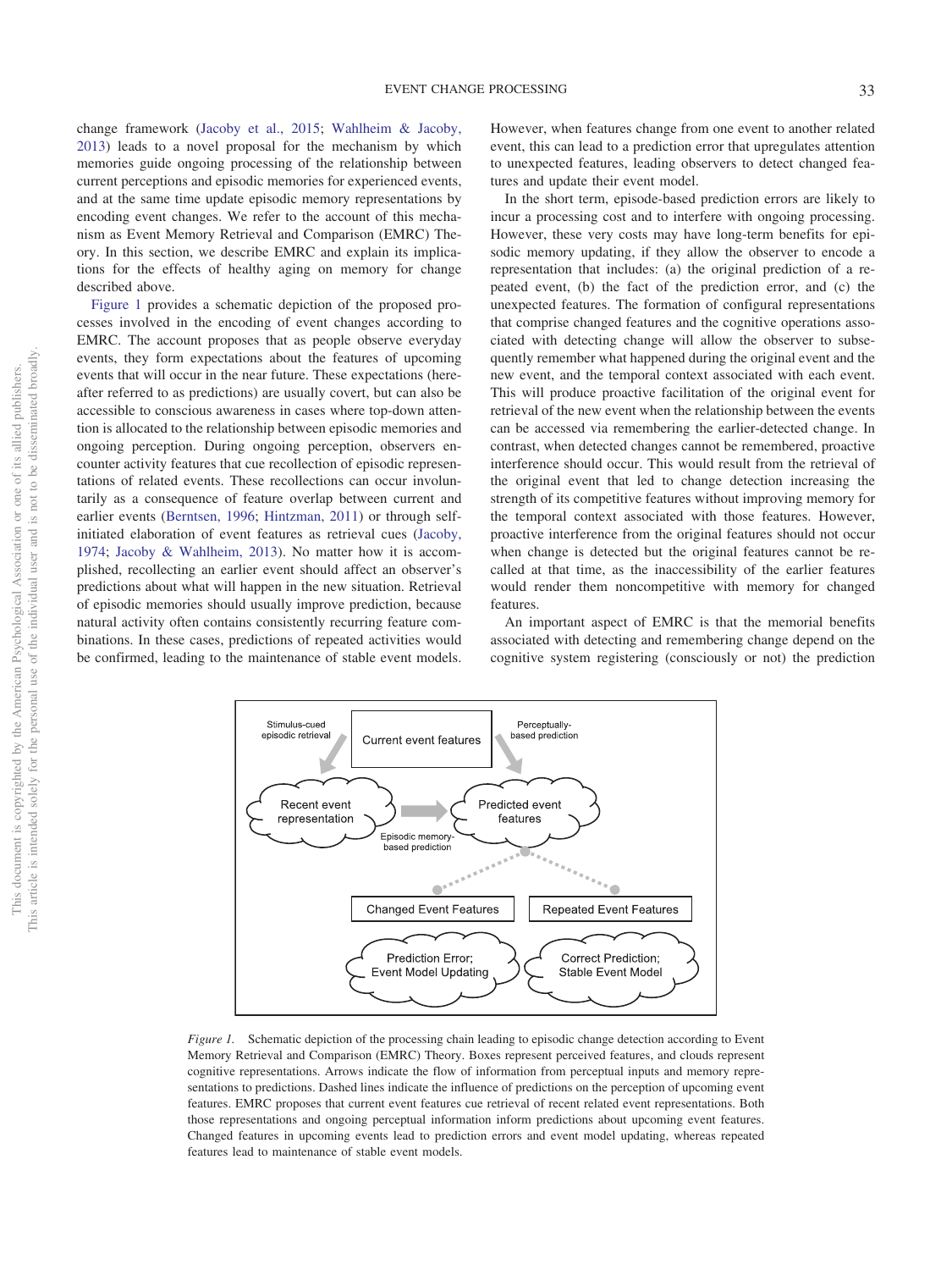change framework (Jacoby et al., 2015; Wahlheim & Jacoby, 2013) leads to a novel proposal for the mechanism by which memories guide ongoing processing of the relationship between current perceptions and episodic memories for experienced events, and at the same time update episodic memory representations by encoding event changes. We refer to the account of this mechanism as Event Memory Retrieval and Comparison (EMRC) Theory. In this section, we describe EMRC and explain its implications for the effects of healthy aging on memory for change described above.

Figure 1 provides a schematic depiction of the proposed processes involved in the encoding of event changes according to EMRC. The account proposes that as people observe everyday events, they form expectations about the features of upcoming events that will occur in the near future. These expectations (hereafter referred to as predictions) are usually covert, but can also be accessible to conscious awareness in cases where top-down attention is allocated to the relationship between episodic memories and ongoing perception. During ongoing perception, observers encounter activity features that cue recollection of episodic representations of related events. These recollections can occur involuntarily as a consequence of feature overlap between current and earlier events (Berntsen, 1996; Hintzman, 2011) or through self-initiated elaboration of event features as retrieval cues (Jacoby, 1974; Jacoby & Wahlheim, 2013). No matter how it is accomplished, recollecting an earlier event should affect an observer's predictions about what will happen in the new situation. Retrieval of episodic memories should usually improve prediction, because natural activity often contains consistently recurring feature combinations. In these cases, predictions of repeated activities would be confirmed, leading to the maintenance of stable event models. However, when features change from one event to another related event, this can lead to a prediction error that upregulates attention to unexpected features, leading observers to detect changed features and update their event model.

In the short term, episode-based prediction errors are likely to incur a processing cost and to interfere with ongoing processing. However, these very costs may have long-term benefits for episodic memory updating, if they allow the observer to encode a representation that includes: (a) the original prediction of a repeated event, (b) the fact of the prediction error, and (c) the unexpected features. The formation of configural representations that comprise changed features and the cognitive operations associated with detecting change will allow the observer to subsequently remember what happened during the original event and the new event, and the temporal context associated with each event. This will produce proactive facilitation of the original event for retrieval of the new event when the relationship between the events can be accessed via remembering the earlier-detected change. In contrast, when detected changes cannot be remembered, proactive interference should occur. This would result from the retrieval of the original event that led to change detection increasing the strength of its competitive features without improving memory for the temporal context associated with those features. However, proactive interference from the original features should not occur when change is detected but the original features cannot be recalled at that time, as the inaccessibility of the earlier features would render them noncompetitive with memory for changed features.

An important aspect of EMRC is that the memorial benefits associated with detecting and remembering change depend on the cognitive system registering (consciously or not) the prediction

*Figure 1.* Schematic depiction of the processing chain leading to episodic change detection according to Event Memory Retrieval and Comparison (EMRC) Theory. Boxes represent perceived features, and clouds represent cognitive representations. Arrows indicate the flow of information from perceptual inputs and memory representations to predictions. Dashed lines indicate the influence of predictions on the perception of upcoming event features. EMRC proposes that current event features cue retrieval of recent related event representations. Both those representations and ongoing perceptual information inform predictions about upcoming event features. Changed features in upcoming events lead to prediction errors and event model updating, whereas repeated features lead to maintenance of stable event models.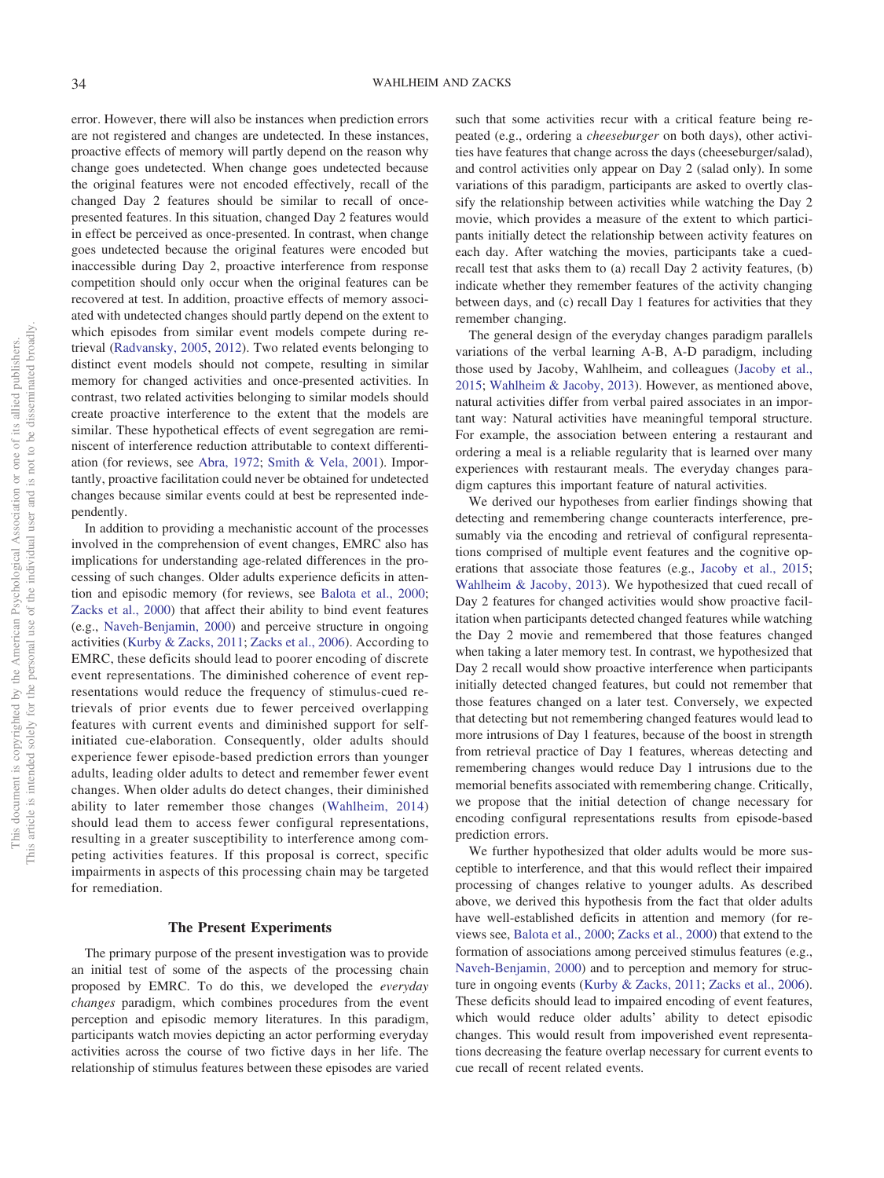error. However, there will also be instances when prediction errors are not registered and changes are undetected. In these instances, proactive effects of memory will partly depend on the reason why change goes undetected. When change goes undetected because the original features were not encoded effectively, recall of the changed Day 2 features should be similar to recall of once-presented features. In this situation, changed Day 2 features would in effect be perceived as once-presented. In contrast, when change goes undetected because the original features were encoded but inaccessible during Day 2, proactive interference from response competition should only occur when the original features can be recovered at test. In addition, proactive effects of memory associated with undetected changes should partly depend on the extent to which episodes from similar event models compete during retrieval (Radvansky, 2005, 2012). Two related events belonging to distinct event models should not compete, resulting in similar memory for changed activities and once-presented activities. In contrast, two related activities belonging to similar models should create proactive interference to the extent that the models are similar. These hypothetical effects of event segregation are reminiscent of interference reduction attributable to context differentiation (for reviews, see Abra, 1972; Smith & Vela, 2001). Importantly, proactive facilitation could never be obtained for undetected changes because similar events could at best be represented independently.

In addition to providing a mechanistic account of the processes involved in the comprehension of event changes, EMRC also has implications for understanding age-related differences in the processing of such changes. Older adults experience deficits in attention and episodic memory (for reviews, see Balota et al., 2000; Zacks et al., 2000) that affect their ability to bind event features (e.g., Naveh-Benjamin, 2000) and perceive structure in ongoing activities (Kurby & Zacks, 2011; Zacks et al., 2006). According to EMRC, these deficits should lead to poorer encoding of discrete event representations. The diminished coherence of event representations would reduce the frequency of stimulus-cued retrievals of prior events due to fewer perceived overlapping features with current events and diminished support for self-initiated cue-elaboration. Consequently, older adults should experience fewer episode-based prediction errors than younger adults, leading older adults to detect and remember fewer event changes. When older adults do detect changes, their diminished ability to later remember those changes (Wahlheim, 2014) should lead them to access fewer configural representations, resulting in a greater susceptibility to interference among competing activities features. If this proposal is correct, specific impairments in aspects of this processing chain may be targeted for remediation.

## The Present Experiments

The primary purpose of the present investigation was to provide an initial test of some of the aspects of the processing chain proposed by EMRC. To do this, we developed the *everyday changes* paradigm, which combines procedures from the event perception and episodic memory literatures. In this paradigm, participants watch movies depicting an actor performing everyday activities across the course of two fictive days in her life. The relationship of stimulus features between these episodes are varied such that some activities recur with a critical feature being repeated (e.g., ordering a *cheeseburger* on both days), other activities have features that change across the days (cheeseburger/salad), and control activities only appear on Day 2 (salad only). In some variations of this paradigm, participants are asked to overtly classify the relationship between activities while watching the Day 2 movie, which provides a measure of the extent to which participants initially detect the relationship between activity features on each day. After watching the movies, participants take a cued-recall test that asks them to (a) recall Day 2 activity features, (b) indicate whether they remember features of the activity changing between days, and (c) recall Day 1 features for activities that they remember changing.

The general design of the everyday changes paradigm parallels variations of the verbal learning A-B, A-D paradigm, including those used by Jacoby, Wahlheim, and colleagues (Jacoby et al., 2015; Wahlheim & Jacoby, 2013). However, as mentioned above, natural activities differ from verbal paired associates in an important way: Natural activities have meaningful temporal structure. For example, the association between entering a restaurant and ordering a meal is a reliable regularity that is learned over many experiences with restaurant meals. The everyday changes paradigm captures this important feature of natural activities.

We derived our hypotheses from earlier findings showing that detecting and remembering change counteracts interference, presumably via the encoding and retrieval of configural representations comprised of multiple event features and the cognitive operations that associate those features (e.g., Jacoby et al., 2015; Wahlheim & Jacoby, 2013). We hypothesized that cued recall of Day 2 features for changed activities would show proactive facilitation when participants detected changed features while watching the Day 2 movie and remembered that those features changed when taking a later memory test. In contrast, we hypothesized that Day 2 recall would show proactive interference when participants initially detected changed features, but could not remember that those features changed on a later test. Conversely, we expected that detecting but not remembering changed features would lead to more intrusions of Day 1 features, because of the boost in strength from retrieval practice of Day 1 features, whereas detecting and remembering changes would reduce Day 1 intrusions due to the memorial benefits associated with remembering change. Critically, we propose that the initial detection of change necessary for encoding configural representations results from episode-based prediction errors.

We further hypothesized that older adults would be more susceptible to interference, and that this would reflect their impaired processing of changes relative to younger adults. As described above, we derived this hypothesis from the fact that older adults have well-established deficits in attention and memory (for reviews see, Balota et al., 2000; Zacks et al., 2000) that extend to the formation of associations among perceived stimulus features (e.g., Naveh-Benjamin, 2000) and to perception and memory for structure in ongoing events (Kurby & Zacks, 2011; Zacks et al., 2006). These deficits should lead to impaired encoding of event features, which would reduce older adults' ability to detect episodic changes. This would result from impoverished event representations decreasing the feature overlap necessary for current events to cue recall of recent related events.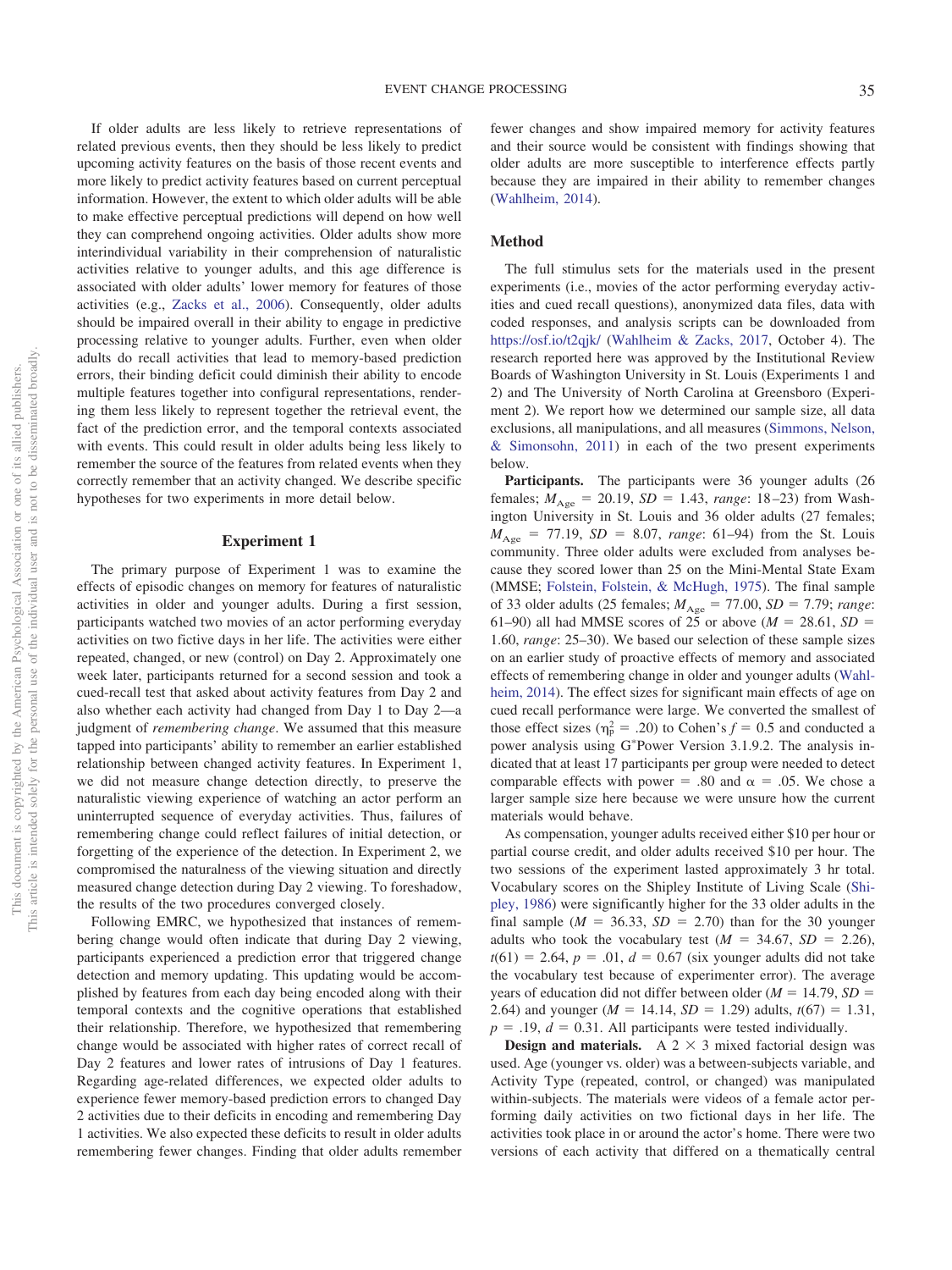If older adults are less likely to retrieve representations of related previous events, then they should be less likely to predict upcoming activity features on the basis of those recent events and more likely to predict activity features based on current perceptual information. However, the extent to which older adults will be able to make effective perceptual predictions will depend on how well they can comprehend ongoing activities. Older adults show more interindividual variability in their comprehension of naturalistic activities relative to younger adults, and this age difference is associated with older adults' lower memory for features of those activities (e.g., Zacks et al., 2006). Consequently, older adults should be impaired overall in their ability to engage in predictive processing relative to younger adults. Further, even when older adults do recall activities that lead to memory-based prediction errors, their binding deficit could diminish their ability to encode multiple features together into configural representations, rendering them less likely to represent together the retrieval event, the fact of the prediction error, and the temporal contexts associated with events. This could result in older adults being less likely to remember the source of the features from related events when they correctly remember that an activity changed. We describe specific hypotheses for two experiments in more detail below.

## Experiment 1

The primary purpose of Experiment 1 was to examine the effects of episodic changes on memory for features of naturalistic activities in older and younger adults. During a first session, participants watched two movies of an actor performing everyday activities on two fictive days in her life. The activities were either repeated, changed, or new (control) on Day 2. Approximately one week later, participants returned for a second session and took a cued-recall test that asked about activity features from Day 2 and also whether each activity had changed from Day 1 to Day 2—a judgment of *remembering change*. We assumed that this measure tapped into participants' ability to remember an earlier established relationship between changed activity features. In Experiment 1, we did not measure change detection directly, to preserve the naturalistic viewing experience of watching an actor perform an uninterrupted sequence of everyday activities. Thus, failures of remembering change could reflect failures of initial detection, or forgetting of the experience of the detection. In Experiment 2, we compromised the naturalness of the viewing situation and directly measured change detection during Day 2 viewing. To foreshadow, the results of the two procedures converged closely.

Following EMRC, we hypothesized that instances of remembering change would often indicate that during Day 2 viewing, participants experienced a prediction error that triggered change detection and memory updating. This updating would be accomplished by features from each day being encoded along with their temporal contexts and the cognitive operations that established their relationship. Therefore, we hypothesized that remembering change would be associated with higher rates of correct recall of Day 2 features and lower rates of intrusions of Day 1 features. Regarding age-related differences, we expected older adults to experience fewer memory-based prediction errors to changed Day 2 activities due to their deficits in encoding and remembering Day 1 activities. We also expected these deficits to result in older adults remembering fewer changes. Finding that older adults remember fewer changes and show impaired memory for activity features and their source would be consistent with findings showing that older adults are more susceptible to interference effects partly because they are impaired in their ability to remember changes (Wahlheim, 2014).

### Method

The full stimulus sets for the materials used in the present experiments (i.e., movies of the actor performing everyday activities and cued recall questions), anonymized data files, data with coded responses, and analysis scripts can be downloaded from https://osf.io/t2qjk/ (Wahlheim & Zacks, 2017, October 4). The research reported here was approved by the Institutional Review Boards of Washington University in St. Louis (Experiments 1 and 2) and The University of North Carolina at Greensboro (Experiment 2). We report how we determined our sample size, all data exclusions, all manipulations, and all measures (Simmons, Nelson, & Simonsohn, 2011) in each of the two present experiments below.

**Participants.** The participants were 36 younger adults (26 females; $M_{\text{Age}} = 20.19$, $SD = 1.43$, *range*: 18–23) from Washington University in St. Louis and 36 older adults (27 females; $M_{\text{Age}} = 77.19$, $SD = 8.07$, *range*: 61–94) from the St. Louis community. Three older adults were excluded from analyses because they scored lower than 25 on the Mini-Mental State Exam (MMSE; Folstein, Folstein, & McHugh, 1975). The final sample of 33 older adults (25 females; $M_{\text{Age}} = 77.00$, $SD = 7.79$; *range*: 61–90) all had MMSE scores of 25 or above ($M = 28.61$, $SD = 1.60$, *range*: 25–30). We based our selection of these sample sizes on an earlier study of proactive effects of memory and associated effects of remembering change in older and younger adults (Wahlheim, 2014). The effect sizes for significant main effects of age on cued recall performance were large. We converted the smallest of those effect sizes ($\eta_p^2 = .20$) to Cohen's $f = 0.5$ and conducted a power analysis using G*Power Version 3.1.9.2. The analysis indicated that at least 17 participants per group were needed to detect comparable effects with power = .80 and $\alpha = .05$. We chose a larger sample size here because we were unsure how the current materials would behave.

As compensation, younger adults received either $10 per hour or partial course credit, and older adults received $10 per hour. The two sessions of the experiment lasted approximately 3 hr total. Vocabulary scores on the Shipley Institute of Living Scale (Shipley, 1986) were significantly higher for the 33 older adults in the final sample ($M = 36.33$, $SD = 2.70$) than for the 30 younger adults who took the vocabulary test ($M = 34.67$, $SD = 2.26$), $t(61) = 2.64$, $p = .01$, $d = 0.67$ (six younger adults did not take the vocabulary test because of experimenter error). The average years of education did not differ between older ($M = 14.79$, $SD = 2.64$) and younger ($M = 14.14$, $SD = 1.29$) adults, $t(67) = 1.31$, $p = .19$, $d = 0.31$. All participants were tested individually.

**Design and materials.** A 2 × 3 mixed factorial design was used. Age (younger vs. older) was a between-subjects variable, and Activity Type (repeated, control, or changed) was manipulated within-subjects. The materials were videos of a female actor performing daily activities on two fictional days in her life. The activities took place in or around the actor's home. There were two versions of each activity that differed on a thematically central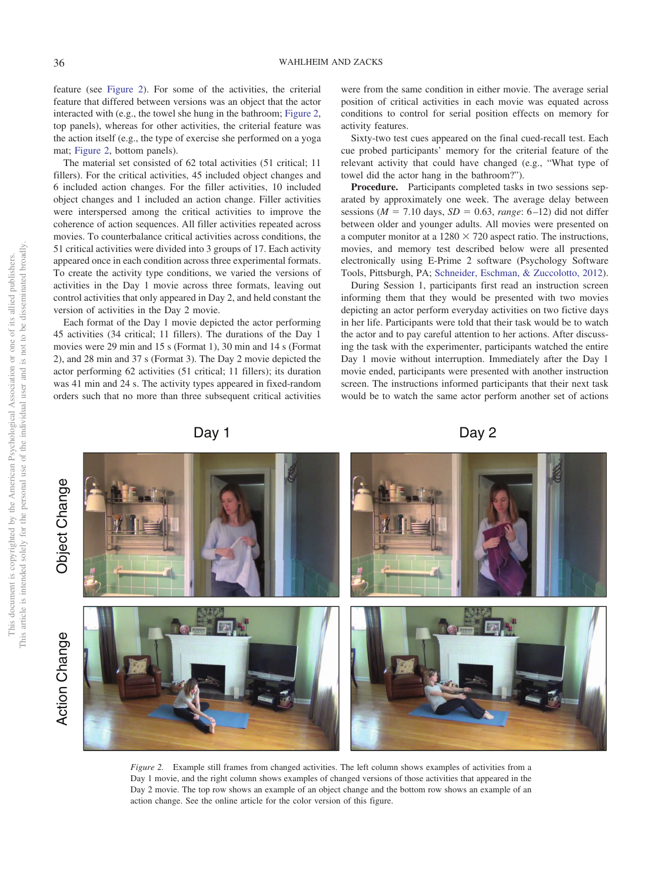feature (see Figure 2). For some of the activities, the criterial feature that differed between versions was an object that the actor interacted with (e.g., the towel she hung in the bathroom; Figure 2, top panels), whereas for other activities, the criterial feature was the action itself (e.g., the type of exercise she performed on a yoga mat; Figure 2, bottom panels).

The material set consisted of 62 total activities (51 critical; 11 fillers). For the critical activities, 45 included object changes and 6 included action changes. For the filler activities, 10 included object changes and 1 included an action change. Filler activities were interspersed among the critical activities to improve the coherence of action sequences. All filler activities repeated across movies. To counterbalance critical activities across conditions, the 51 critical activities were divided into 3 groups of 17. Each activity appeared once in each condition across three experimental formats. To create the activity type conditions, we varied the versions of activities in the Day 1 movie across three formats, leaving out control activities that only appeared in Day 2, and held constant the version of activities in the Day 2 movie.

Each format of the Day 1 movie depicted the actor performing 45 activities (34 critical; 11 fillers). The durations of the Day 1 movies were 29 min and 15 s (Format 1), 30 min and 14 s (Format 2), and 28 min and 37 s (Format 3). The Day 2 movie depicted the actor performing 62 activities (51 critical; 11 fillers); its duration was 41 min and 24 s. The activity types appeared in fixed-random orders such that no more than three subsequent critical activities were from the same condition in either movie. The average serial position of critical activities in each movie was equated across conditions to control for serial position effects on memory for activity features.

Sixty-two test cues appeared on the final cued-recall test. Each cue probed participants' memory for the criterial feature of the relevant activity that could have changed (e.g., "What type of towel did the actor hang in the bathroom?").

**Procedure.** Participants completed tasks in two sessions separated by approximately one week. The average delay between sessions ($M$ = 7.10 days, $SD$ = 0.63, *range*: 6–12) did not differ between older and younger adults. All movies were presented on a computer monitor at a 1280 × 720 aspect ratio. The instructions, movies, and memory test described below were all presented electronically using E-Prime 2 software (Psychology Software Tools, Pittsburgh, PA; Schneider, Eschman, & Zuccolotto, 2012).

During Session 1, participants first read an instruction screen informing them that they would be presented with two movies depicting an actor perform everyday activities on two fictive days in her life. Participants were told that their task would be to watch the actor and to pay careful attention to her actions. After discussing the task with the experimenter, participants watched the entire Day 1 movie without interruption. Immediately after the Day 1 movie ended, participants were presented with another instruction screen. The instructions informed participants that their next task would be to watch the same actor perform another set of actions

*Figure 2.* Example still frames from changed activities. The left column shows examples of activities from a Day 1 movie, and the right column shows examples of changed versions of those activities that appeared in the Day 2 movie. The top row shows an example of an object change and the bottom row shows an example of an action change. See the online article for the color version of this figure.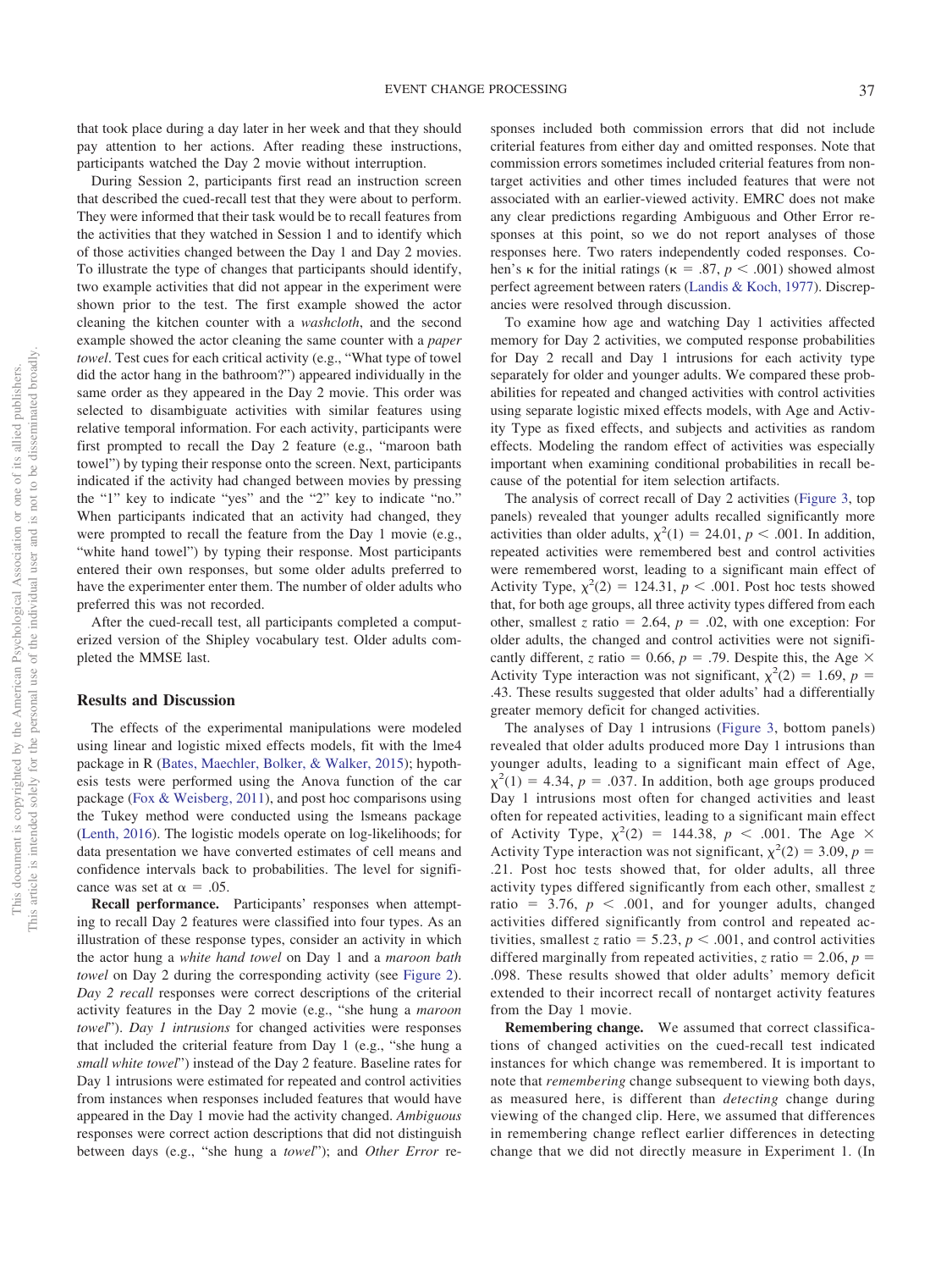that took place during a day later in her week and that they should pay attention to her actions. After reading these instructions, participants watched the Day 2 movie without interruption.

During Session 2, participants first read an instruction screen that described the cued-recall test that they were about to perform. They were informed that their task would be to recall features from the activities that they watched in Session 1 and to identify which of those activities changed between the Day 1 and Day 2 movies. To illustrate the type of changes that participants should identify, two example activities that did not appear in the experiment were shown prior to the test. The first example showed the actor cleaning the kitchen counter with a *washcloth*, and the second example showed the actor cleaning the same counter with a *paper towel*. Test cues for each critical activity (e.g., "What type of towel did the actor hang in the bathroom?") appeared individually in the same order as they appeared in the Day 2 movie. This order was selected to disambiguate activities with similar features using relative temporal information. For each activity, participants were first prompted to recall the Day 2 feature (e.g., "maroon bath towel") by typing their response onto the screen. Next, participants indicated if the activity had changed between movies by pressing the "1" key to indicate "yes" and the "2" key to indicate "no." When participants indicated that an activity had changed, they were prompted to recall the feature from the Day 1 movie (e.g., "white hand towel") by typing their response. Most participants entered their own responses, but some older adults preferred to have the experimenter enter them. The number of older adults who preferred this was not recorded.

After the cued-recall test, all participants completed a computerized version of the Shipley vocabulary test. Older adults completed the MMSE last.

## Results and Discussion

The effects of the experimental manipulations were modeled using linear and logistic mixed effects models, fit with the lme4 package in R (Bates, Maechler, Bolker, & Walker, 2015); hypothesis tests were performed using the Anova function of the car package (Fox & Weisberg, 2011), and post hoc comparisons using the Tukey method were conducted using the lsmeans package (Lenth, 2016). The logistic models operate on log-likelihoods; for data presentation we have converted estimates of cell means and confidence intervals back to probabilities. The level for significance was set at $\alpha = .05$.

**Recall performance.** Participants' responses when attempting to recall Day 2 features were classified into four types. As an illustration of these response types, consider an activity in which the actor hung a *white hand towel* on Day 1 and a *maroon bath towel* on Day 2 during the corresponding activity (see Figure 2). *Day 2 recall* responses were correct descriptions of the criterial activity features in the Day 2 movie (e.g., "she hung a *maroon towel*"). *Day 1 intrusions* for changed activities were responses that included the criterial feature from Day 1 (e.g., "she hung a *small white towel*") instead of the Day 2 feature. Baseline rates for Day 1 intrusions were estimated for repeated and control activities from instances when responses included features that would have appeared in the Day 1 movie had the activity changed. *Ambiguous* responses were correct action descriptions that did not distinguish between days (e.g., "she hung a *towel*"); and *Other Error* responses included both commission errors that did not include criterial features from either day and omitted responses. Note that commission errors sometimes included criterial features from nontarget activities and other times included features that were not associated with an earlier-viewed activity. EMRC does not make any clear predictions regarding Ambiguous and Other Error responses at this point, so we do not report analyses of those responses here. Two raters independently coded responses. Cohen's κ for the initial ratings ($\kappa = .87$, $p < .001$) showed almost perfect agreement between raters (Landis & Koch, 1977). Discrepancies were resolved through discussion.

To examine how age and watching Day 1 activities affected memory for Day 2 activities, we computed response probabilities for Day 2 recall and Day 1 intrusions for each activity type separately for older and younger adults. We compared these probabilities for repeated and changed activities with control activities using separate logistic mixed effects models, with Age and Activity Type as fixed effects, and subjects and activities as random effects. Modeling the random effect of activities was especially important when examining conditional probabilities in recall because of the potential for item selection artifacts.

The analysis of correct recall of Day 2 activities (Figure 3, top panels) revealed that younger adults recalled significantly more activities than older adults, $\chi^2(1) = 24.01$, $p < .001$. In addition, repeated activities were remembered best and control activities were remembered worst, leading to a significant main effect of Activity Type, $\chi^2(2) = 124.31$, $p < .001$. Post hoc tests showed that, for both age groups, all three activity types differed from each other, smallest $z$ ratio $= 2.64$, $p = .02$, with one exception: For older adults, the changed and control activities were not significantly different, $z$ ratio $= 0.66$, $p = .79$. Despite this, the Age × Activity Type interaction was not significant, $\chi^2(2) = 1.69$, $p = .43$. These results suggested that older adults' had a differentially greater memory deficit for changed activities.

The analyses of Day 1 intrusions (Figure 3, bottom panels) revealed that older adults produced more Day 1 intrusions than younger adults, leading to a significant main effect of Age, $\chi^2(1) = 4.34$, $p = .037$. In addition, both age groups produced Day 1 intrusions most often for changed activities and least often for repeated activities, leading to a significant main effect of Activity Type, $\chi^2(2) = 144.38$, $p < .001$. The Age × Activity Type interaction was not significant, $\chi^2(2) = 3.09$, $p = .21$. Post hoc tests showed that, for older adults, all three activity types differed significantly from each other, smallest $z$ ratio $= 3.76$, $p < .001$, and for younger adults, changed activities differed significantly from control and repeated activities, smallest $z$ ratio $= 5.23$, $p < .001$, and control activities differed marginally from repeated activities, $z$ ratio $= 2.06$, $p = .098$. These results showed that older adults' memory deficit extended to their incorrect recall of nontarget activity features from the Day 1 movie.

**Remembering change.** We assumed that correct classifications of changed activities on the cued-recall test indicated instances for which change was remembered. It is important to note that *remembering* change subsequent to viewing both days, as measured here, is different than *detecting* change during viewing of the changed clip. Here, we assumed that differences in remembering change reflect earlier differences in detecting change that we did not directly measure in Experiment 1. (In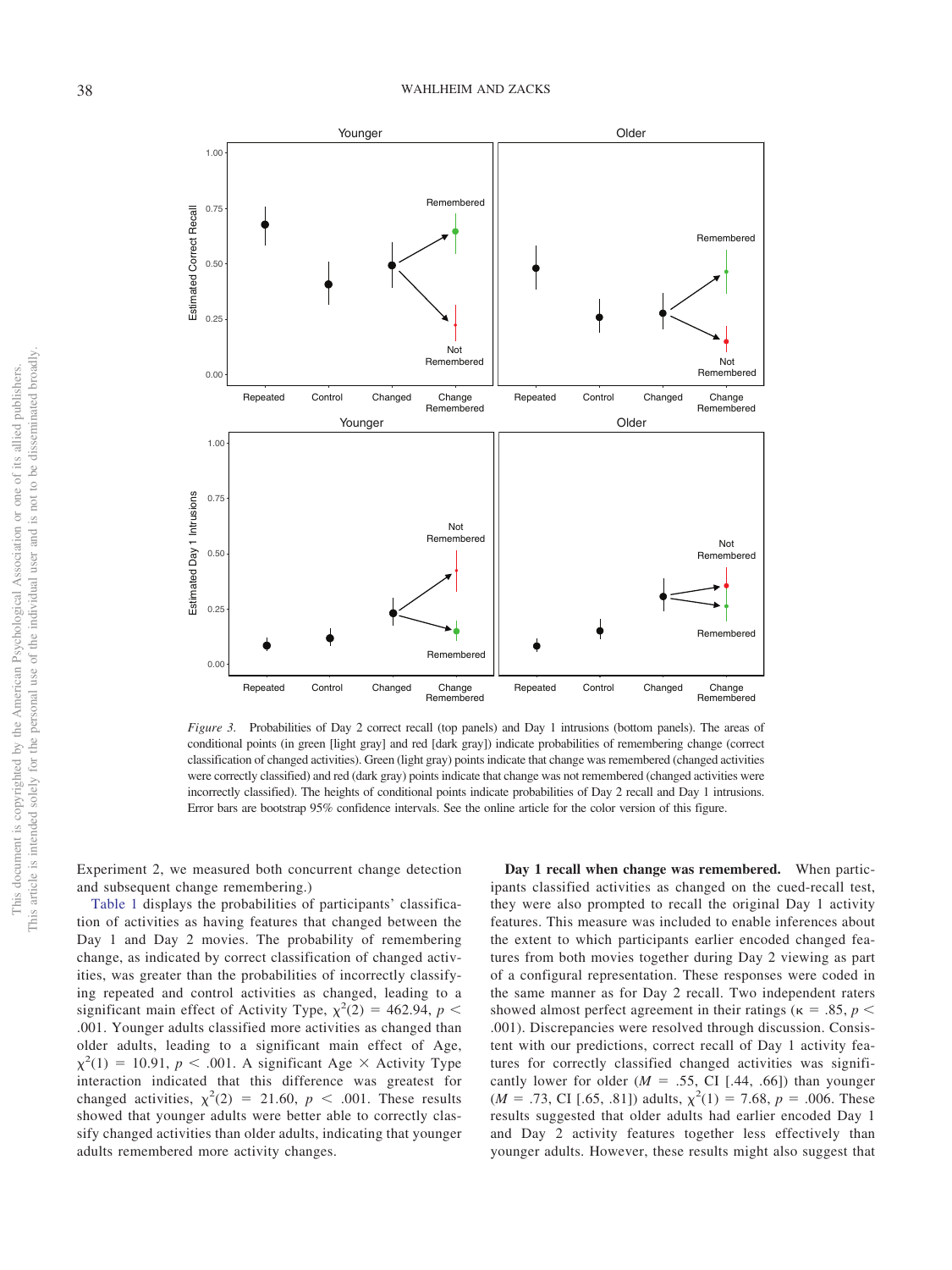*Figure 3.* Probabilities of Day 2 correct recall (top panels) and Day 1 intrusions (bottom panels). The areas of conditional points (in green [light gray] and red [dark gray]) indicate probabilities of remembering change (correct classification of changed activities). Green (light gray) points indicate that change was remembered (changed activities were correctly classified) and red (dark gray) points indicate that change was not remembered (changed activities were incorrectly classified). The heights of conditional points indicate probabilities of Day 2 recall and Day 1 intrusions. Error bars are bootstrap 95% confidence intervals. See the online article for the color version of this figure.

Experiment 2, we measured both concurrent change detection and subsequent change remembering.)

Table 1 displays the probabilities of participants' classification of activities as having features that changed between the Day 1 and Day 2 movies. The probability of remembering change, as indicated by correct classification of changed activities, was greater than the probabilities of incorrectly classifying repeated and control activities as changed, leading to a significant main effect of Activity Type, $\chi^2(2) = 462.94$, $p < .001$. Younger adults classified more activities as changed than older adults, leading to a significant main effect of Age, $\chi^2(1) = 10.91$, $p < .001$. A significant Age × Activity Type interaction indicated that this difference was greatest for changed activities, $\chi^2(2) = 21.60$, $p < .001$. These results showed that younger adults were better able to correctly classify changed activities than older adults, indicating that younger adults remembered more activity changes.

**Day 1 recall when change was remembered.** When participants classified activities as changed on the cued-recall test, they were also prompted to recall the original Day 1 activity features. This measure was included to enable inferences about the extent to which participants earlier encoded changed features from both movies together during Day 2 viewing as part of a configural representation. These responses were coded in the same manner as for Day 2 recall. Two independent raters showed almost perfect agreement in their ratings ($\kappa = .85$, $p < .001$). Discrepancies were resolved through discussion. Consistent with our predictions, correct recall of Day 1 activity features for correctly classified changed activities was significantly lower for older ($M = .55$, CI [.44, .66]) than younger ($M = .73$, CI [.65, .81]) adults, $\chi^2(1) = 7.68$, $p = .006$. These results suggested that older adults had earlier encoded Day 1 and Day 2 activity features together less effectively than younger adults. However, these results might also suggest that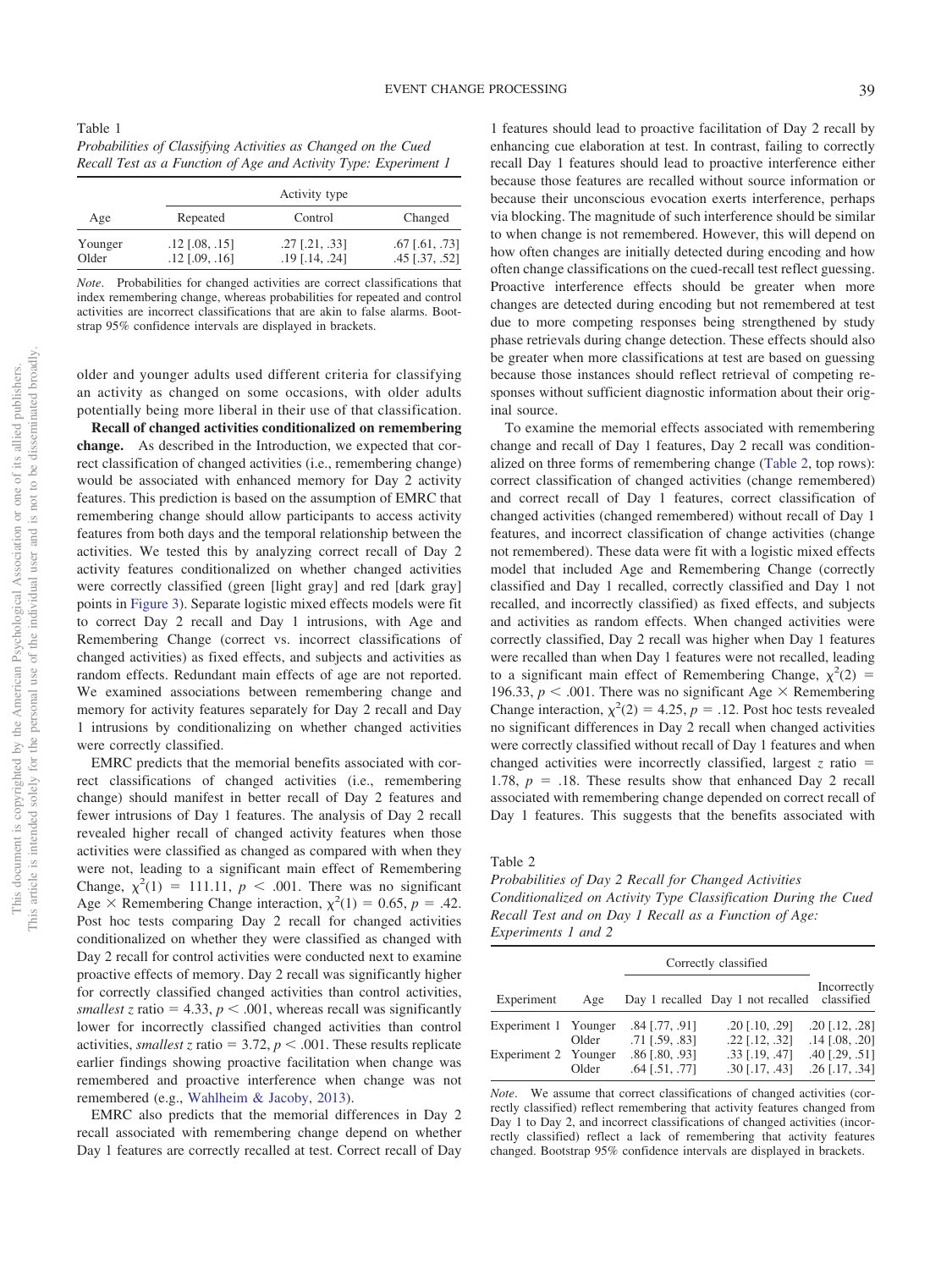Table 1
*Probabilities of Classifying Activities as Changed on the Cued Recall Test as a Function of Age and Activity Type: Experiment 1*

| Age | Activity type | | |
|---|---|---|---|
| | Repeated | Control | Changed |
| Younger | .12 [.08, .15] | .27 [.21, .33] | .67 [.61, .73] |
| Older | .12 [.09, .16] | .19 [.14, .24] | .45 [.37, .52] |

*Note*. Probabilities for changed activities are correct classifications that index remembering change, whereas probabilities for repeated and control activities are incorrect classifications that are akin to false alarms. Bootstrap 95% confidence intervals are displayed in brackets.

older and younger adults used different criteria for classifying an activity as changed on some occasions, with older adults potentially being more liberal in their use of that classification.

**Recall of changed activities conditionalized on remembering change.** As described in the Introduction, we expected that correct classification of changed activities (i.e., remembering change) would be associated with enhanced memory for Day 2 activity features. This prediction is based on the assumption of EMRC that remembering change should allow participants to access activity features from both days and the temporal relationship between the activities. We tested this by analyzing correct recall of Day 2 activity features conditionalized on whether changed activities were correctly classified (green [light gray] and red [dark gray] points in Figure 3). Separate logistic mixed effects models were fit to correct Day 2 recall and Day 1 intrusions, with Age and Remembering Change (correct vs. incorrect classifications of changed activities) as fixed effects, and subjects and activities as random effects. Redundant main effects of age are not reported. We examined associations between remembering change and memory for activity features separately for Day 2 recall and Day 1 intrusions by conditionalizing on whether changed activities were correctly classified.

EMRC predicts that the memorial benefits associated with correct classifications of changed activities (i.e., remembering change) should manifest in better recall of Day 2 features and fewer intrusions of Day 1 features. The analysis of Day 2 recall revealed higher recall of changed activity features when those activities were classified as changed as compared with when they were not, leading to a significant main effect of Remembering Change, $\chi^2(1) = 111.11$, $p < .001$. There was no significant Age × Remembering Change interaction, $\chi^2(1) = 0.65$, $p = .42$. Post hoc tests comparing Day 2 recall for changed activities conditionalized on whether they were classified as changed with Day 2 recall for control activities were conducted next to examine proactive effects of memory. Day 2 recall was significantly higher for correctly classified changed activities than control activities, *smallest z* ratio = 4.33, $p < .001$, whereas recall was significantly lower for incorrectly classified changed activities than control activities, *smallest z* ratio = 3.72, $p < .001$. These results replicate earlier findings showing proactive facilitation when change was remembered and proactive interference when change was not remembered (e.g., Wahlheim & Jacoby, 2013).

EMRC also predicts that the memorial differences in Day 2 recall associated with remembering change depend on whether Day 1 features are correctly recalled at test. Correct recall of Day 1 features should lead to proactive facilitation of Day 2 recall by enhancing cue elaboration at test. In contrast, failing to correctly recall Day 1 features should lead to proactive interference either because those features are recalled without source information or because their unconscious evocation exerts interference, perhaps via blocking. The magnitude of such interference should be similar to when change is not remembered. However, this will depend on how often changes are initially detected during encoding and how often change classifications on the cued-recall test reflect guessing. Proactive interference effects should be greater when more changes are detected during encoding but not remembered at test due to more competing responses being strengthened by study phase retrievals during change detection. These effects should also be greater when more classifications at test are based on guessing because those instances should reflect retrieval of competing responses without sufficient diagnostic information about their original source.

To examine the memorial effects associated with remembering change and recall of Day 1 features, Day 2 recall was conditionalized on three forms of remembering change (Table 2, top rows): correct classification of changed activities (change remembered) and correct recall of Day 1 features, correct classification of changed activities (changed remembered) without recall of Day 1 features, and incorrect classification of change activities (change not remembered). These data were fit with a logistic mixed effects model that included Age and Remembering Change (correctly classified and Day 1 recalled, correctly classified and Day 1 not recalled, and incorrectly classified) as fixed effects, and subjects and activities as random effects. When changed activities were correctly classified, Day 2 recall was higher when Day 1 features were recalled than when Day 1 features were not recalled, leading to a significant main effect of Remembering Change, $\chi^2(2) = 196.33$, $p < .001$. There was no significant Age × Remembering Change interaction, $\chi^2(2) = 4.25$, $p = .12$. Post hoc tests revealed no significant differences in Day 2 recall when changed activities were correctly classified without recall of Day 1 features and when changed activities were incorrectly classified, largest $z$ ratio = 1.78, $p = .18$. These results show that enhanced Day 2 recall associated with remembering change depended on correct recall of Day 1 features. This suggests that the benefits associated with

Table 2
*Probabilities of Day 2 Recall for Changed Activities Conditionalized on Activity Type Classification During the Cued Recall Test and on Day 1 Recall as a Function of Age: Experiments 1 and 2*

| Experiment | Age | Correctly classified | | Incorrectly classified |
|---|---|---|---|---|
| | | Day 1 recalled | Day 1 not recalled | |
| Experiment 1 | Younger | .84 [.77, .91] | .20 [.10, .29] | .20 [.12, .28] |
| | Older | .71 [.59, .83] | .22 [.12, .32] | .14 [.08, .20] |
| Experiment 2 | Younger | .86 [.80, .93] | .33 [.19, .47] | .40 [.29, .51] |
| | Older | .64 [.51, .77] | .30 [.17, .43] | .26 [.17, .34] |

*Note*. We assume that correct classifications of changed activities (correctly classified) reflect remembering that activity features changed from Day 1 to Day 2, and incorrect classifications of changed activities (incorrectly classified) reflect a lack of remembering that activity features changed. Bootstrap 95% confidence intervals are displayed in brackets.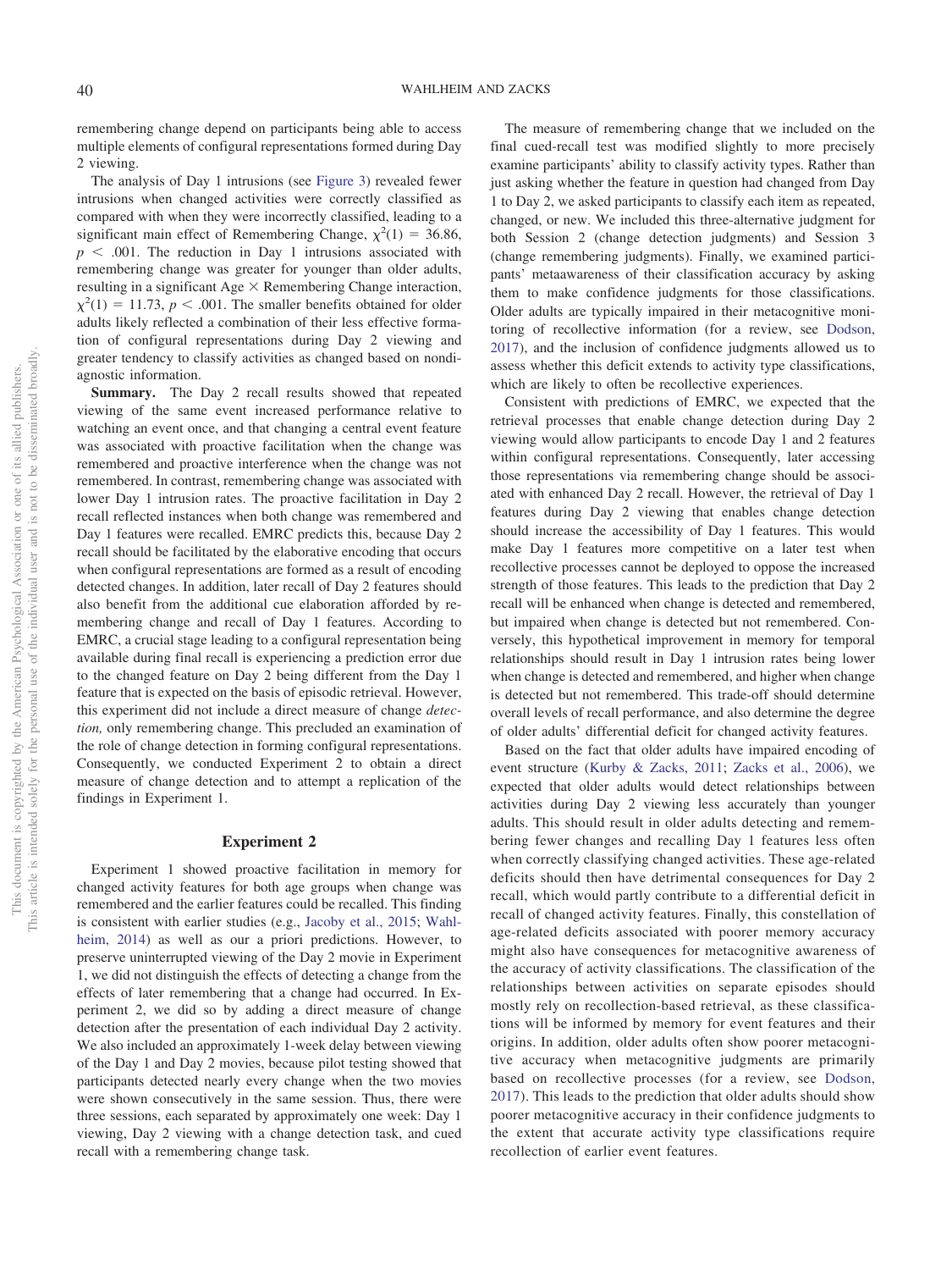remembering change depend on participants being able to access multiple elements of configural representations formed during Day 2 viewing.

The analysis of Day 1 intrusions (see Figure 3) revealed fewer intrusions when changed activities were correctly classified as compared with when they were incorrectly classified, leading to a significant main effect of Remembering Change, $\chi^2(1) = 36.86$, $p < .001$. The reduction in Day 1 intrusions associated with remembering change was greater for younger than older adults, resulting in a significant Age × Remembering Change interaction, $\chi^2(1) = 11.73$, $p < .001$. The smaller benefits obtained for older adults likely reflected a combination of their less effective formation of configural representations during Day 2 viewing and greater tendency to classify activities as changed based on nondiagnostic information.

**Summary.** The Day 2 recall results showed that repeated viewing of the same event increased performance relative to watching an event once, and that changing a central event feature was associated with proactive facilitation when the change was remembered and proactive interference when the change was not remembered. In contrast, remembering change was associated with lower Day 1 intrusion rates. The proactive facilitation in Day 2 recall reflected instances when both change was remembered and Day 1 features were recalled. EMRC predicts this, because Day 2 recall should be facilitated by the elaborative encoding that occurs when configural representations are formed as a result of encoding detected changes. In addition, later recall of Day 2 features should also benefit from the additional cue elaboration afforded by remembering change and recall of Day 1 features. According to EMRC, a crucial stage leading to a configural representation being available during final recall is experiencing a prediction error due to the changed feature on Day 2 being different from the Day 1 feature that is expected on the basis of episodic retrieval. However, this experiment did not include a direct measure of change *detection,* only remembering change. This precluded an examination of the role of change detection in forming configural representations. Consequently, we conducted Experiment 2 to obtain a direct measure of change detection and to attempt a replication of the findings in Experiment 1.

## Experiment 2

Experiment 1 showed proactive facilitation in memory for changed activity features for both age groups when change was remembered and the earlier features could be recalled. This finding is consistent with earlier studies (e.g., Jacoby et al., 2015; Wahlheim, 2014) as well as our a priori predictions. However, to preserve uninterrupted viewing of the Day 2 movie in Experiment 1, we did not distinguish the effects of detecting a change from the effects of later remembering that a change had occurred. In Experiment 2, we did so by adding a direct measure of change detection after the presentation of each individual Day 2 activity. We also included an approximately 1-week delay between viewing of the Day 1 and Day 2 movies, because pilot testing showed that participants detected nearly every change when the two movies were shown consecutively in the same session. Thus, there were three sessions, each separated by approximately one week: Day 1 viewing, Day 2 viewing with a change detection task, and cued recall with a remembering change task.

The measure of remembering change that we included on the final cued-recall test was modified slightly to more precisely examine participants' ability to classify activity types. Rather than just asking whether the feature in question had changed from Day 1 to Day 2, we asked participants to classify each item as repeated, changed, or new. We included this three-alternative judgment for both Session 2 (change detection judgments) and Session 3 (change remembering judgments). Finally, we examined participants' metaawareness of their classification accuracy by asking them to make confidence judgments for those classifications. Older adults are typically impaired in their metacognitive monitoring of recollective information (for a review, see Dodson, 2017), and the inclusion of confidence judgments allowed us to assess whether this deficit extends to activity type classifications, which are likely to often be recollective experiences.

Consistent with predictions of EMRC, we expected that the retrieval processes that enable change detection during Day 2 viewing would allow participants to encode Day 1 and 2 features within configural representations. Consequently, later accessing those representations via remembering change should be associated with enhanced Day 2 recall. However, the retrieval of Day 1 features during Day 2 viewing that enables change detection should increase the accessibility of Day 1 features. This would make Day 1 features more competitive on a later test when recollective processes cannot be deployed to oppose the increased strength of those features. This leads to the prediction that Day 2 recall will be enhanced when change is detected and remembered, but impaired when change is detected but not remembered. Conversely, this hypothetical improvement in memory for temporal relationships should result in Day 1 intrusion rates being lower when change is detected and remembered, and higher when change is detected but not remembered. This trade-off should determine overall levels of recall performance, and also determine the degree of older adults' differential deficit for changed activity features.

Based on the fact that older adults have impaired encoding of event structure (Kurby & Zacks, 2011; Zacks et al., 2006), we expected that older adults would detect relationships between activities during Day 2 viewing less accurately than younger adults. This should result in older adults detecting and remembering fewer changes and recalling Day 1 features less often when correctly classifying changed activities. These age-related deficits should then have detrimental consequences for Day 2 recall, which would partly contribute to a differential deficit in recall of changed activity features. Finally, this constellation of age-related deficits associated with poorer memory accuracy might also have consequences for metacognitive awareness of the accuracy of activity classifications. The classification of the relationships between activities on separate episodes should mostly rely on recollection-based retrieval, as these classifications will be informed by memory for event features and their origins. In addition, older adults often show poorer metacognitive accuracy when metacognitive judgments are primarily based on recollective processes (for a review, see Dodson, 2017). This leads to the prediction that older adults should show poorer metacognitive accuracy in their confidence judgments to the extent that accurate activity type classifications require recollection of earlier event features.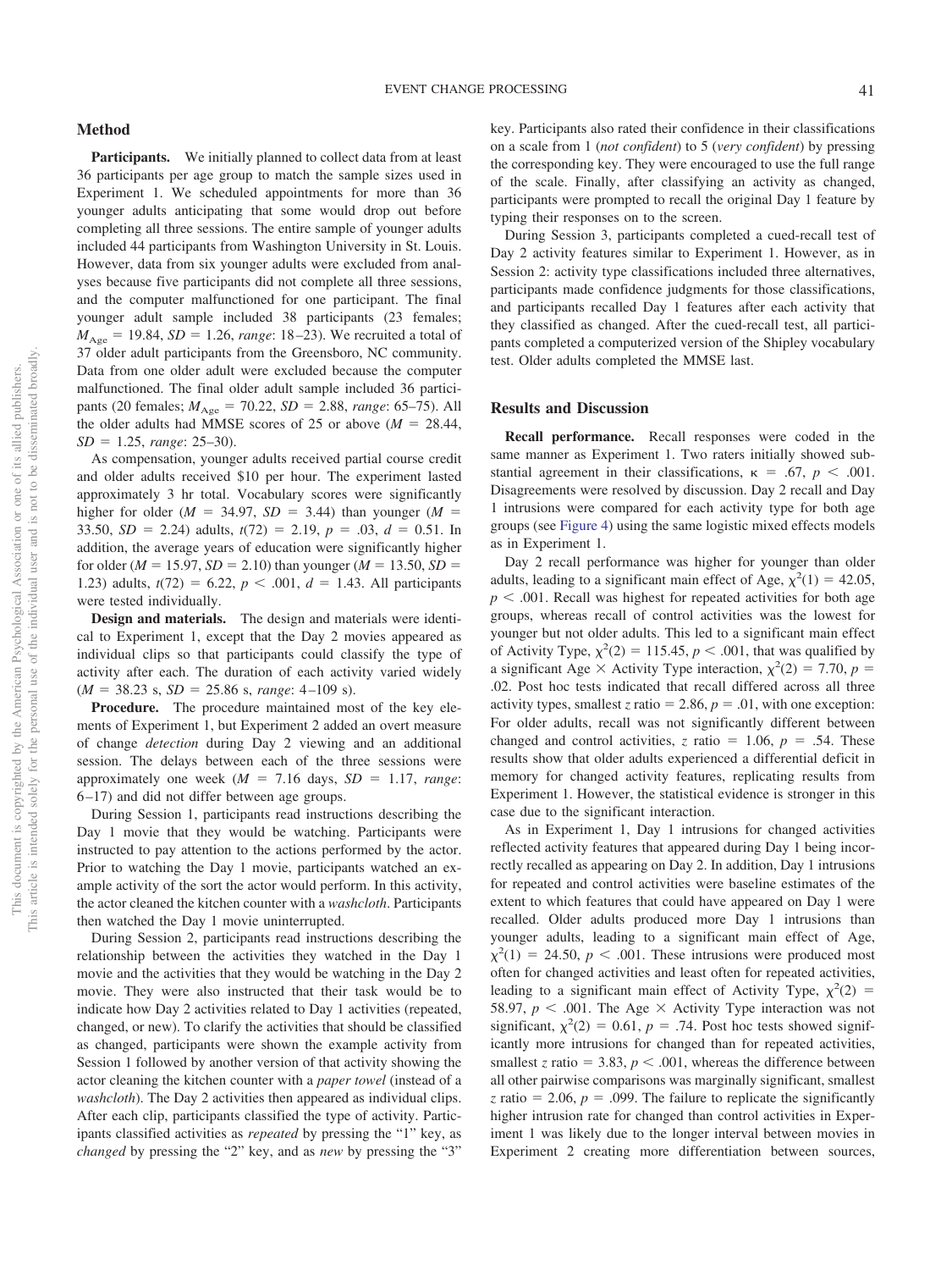## Method

**Participants.** We initially planned to collect data from at least 36 participants per age group to match the sample sizes used in Experiment 1. We scheduled appointments for more than 36 younger adults anticipating that some would drop out before completing all three sessions. The entire sample of younger adults included 44 participants from Washington University in St. Louis. However, data from six younger adults were excluded from analyses because five participants did not complete all three sessions, and the computer malfunctioned for one participant. The final younger adult sample included 38 participants (23 females; $M_{\text{Age}} = 19.84$, $SD = 1.26$, *range*: 18–23). We recruited a total of 37 older adult participants from the Greensboro, NC community. Data from one older adult were excluded because the computer malfunctioned. The final older adult sample included 36 participants (20 females; $M_{\text{Age}} = 70.22$, $SD = 2.88$, *range*: 65–75). All the older adults had MMSE scores of 25 or above ($M = 28.44$, $SD = 1.25$, *range*: 25–30).

As compensation, younger adults received partial course credit and older adults received $10 per hour. The experiment lasted approximately 3 hr total. Vocabulary scores were significantly higher for older ($M = 34.97$, $SD = 3.44$) than younger ($M = 33.50$, $SD = 2.24$) adults, $t(72) = 2.19$, $p = .03$, $d = 0.51$. In addition, the average years of education were significantly higher for older ($M = 15.97$, $SD = 2.10$) than younger ($M = 13.50$, $SD = 1.23$) adults, $t(72) = 6.22$, $p < .001$, $d = 1.43$. All participants were tested individually.

**Design and materials.** The design and materials were identical to Experiment 1, except that the Day 2 movies appeared as individual clips so that participants could classify the type of activity after each. The duration of each activity varied widely ($M = 38.23$ s, $SD = 25.86$ s, *range*: 4–109 s).

**Procedure.** The procedure maintained most of the key elements of Experiment 1, but Experiment 2 added an overt measure of change *detection* during Day 2 viewing and an additional session. The delays between each of the three sessions were approximately one week ($M = 7.16$ days, $SD = 1.17$, *range*: 6–17) and did not differ between age groups.

During Session 1, participants read instructions describing the Day 1 movie that they would be watching. Participants were instructed to pay attention to the actions performed by the actor. Prior to watching the Day 1 movie, participants watched an example activity of the sort the actor would perform. In this activity, the actor cleaned the kitchen counter with a *washcloth*. Participants then watched the Day 1 movie uninterrupted.

During Session 2, participants read instructions describing the relationship between the activities they watched in the Day 1 movie and the activities that they would be watching in the Day 2 movie. They were also instructed that their task would be to indicate how Day 2 activities related to Day 1 activities (repeated, changed, or new). To clarify the activities that should be classified as changed, participants were shown the example activity from Session 1 followed by another version of that activity showing the actor cleaning the kitchen counter with a *paper towel* (instead of a *washcloth*). The Day 2 activities then appeared as individual clips. After each clip, participants classified the type of activity. Participants classified activities as *repeated* by pressing the "1" key, as *changed* by pressing the "2" key, and as *new* by pressing the "3" key. Participants also rated their confidence in their classifications on a scale from 1 (*not confident*) to 5 (*very confident*) by pressing the corresponding key. They were encouraged to use the full range of the scale. Finally, after classifying an activity as changed, participants were prompted to recall the original Day 1 feature by typing their responses on to the screen.

During Session 3, participants completed a cued-recall test of Day 2 activity features similar to Experiment 1. However, as in Session 2: activity type classifications included three alternatives, participants made confidence judgments for those classifications, and participants recalled Day 1 features after each activity that they classified as changed. After the cued-recall test, all participants completed a computerized version of the Shipley vocabulary test. Older adults completed the MMSE last.

## Results and Discussion

**Recall performance.** Recall responses were coded in the same manner as Experiment 1. Two raters initially showed substantial agreement in their classifications, $\kappa = .67$, $p < .001$. Disagreements were resolved by discussion. Day 2 recall and Day 1 intrusions were compared for each activity type for both age groups (see Figure 4) using the same logistic mixed effects models as in Experiment 1.

Day 2 recall performance was higher for younger than older adults, leading to a significant main effect of Age, $\chi^2(1) = 42.05$, $p < .001$. Recall was highest for repeated activities for both age groups, whereas recall of control activities was the lowest for younger but not older adults. This led to a significant main effect of Activity Type, $\chi^2(2) = 115.45$, $p < .001$, that was qualified by a significant Age × Activity Type interaction, $\chi^2(2) = 7.70$, $p = .02$. Post hoc tests indicated that recall differed across all three activity types, smallest $z$ ratio $= 2.86$, $p = .01$, with one exception: For older adults, recall was not significantly different between changed and control activities, $z$ ratio $= 1.06$, $p = .54$. These results show that older adults experienced a differential deficit in memory for changed activity features, replicating results from Experiment 1. However, the statistical evidence is stronger in this case due to the significant interaction.

As in Experiment 1, Day 1 intrusions for changed activities reflected activity features that appeared during Day 1 being incorrectly recalled as appearing on Day 2. In addition, Day 1 intrusions for repeated and control activities were baseline estimates of the extent to which features that could have appeared on Day 1 were recalled. Older adults produced more Day 1 intrusions than younger adults, leading to a significant main effect of Age, $\chi^2(1) = 24.50$, $p < .001$. These intrusions were produced most often for changed activities and least often for repeated activities, leading to a significant main effect of Activity Type, $\chi^2(2) = 58.97$, $p < .001$. The Age × Activity Type interaction was not significant, $\chi^2(2) = 0.61$, $p = .74$. Post hoc tests showed significantly more intrusions for changed than for repeated activities, smallest $z$ ratio $= 3.83$, $p < .001$, whereas the difference between all other pairwise comparisons was marginally significant, smallest $z$ ratio $= 2.06$, $p = .099$. The failure to replicate the significantly higher intrusion rate for changed than control activities in Experiment 1 was likely due to the longer interval between movies in Experiment 2 creating more differentiation between sources,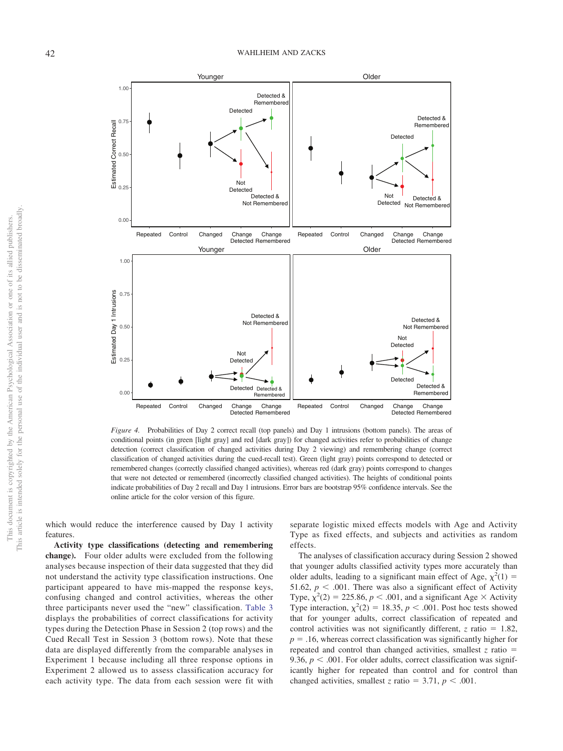*Figure 4.* Probabilities of Day 2 correct recall (top panels) and Day 1 intrusions (bottom panels). The areas of conditional points (in green [light gray] and red [dark gray]) for changed activities refer to probabilities of change detection (correct classification of changed activities during Day 2 viewing) and remembering change (correct classification of changed activities during the cued-recall test). Green (light gray) points correspond to detected or remembered changes (correctly classified changed activities), whereas red (dark gray) points correspond to changes that were not detected or remembered (incorrectly classified changed activities). The heights of conditional points indicate probabilities of Day 2 recall and Day 1 intrusions. Error bars are bootstrap 95% confidence intervals. See the online article for the color version of this figure.

which would reduce the interference caused by Day 1 activity features.

**Activity type classifications (detecting and remembering change).** Four older adults were excluded from the following analyses because inspection of their data suggested that they did not understand the activity type classification instructions. One participant appeared to have mis-mapped the response keys, confusing changed and control activities, whereas the other three participants never used the "new" classification. Table 3 displays the probabilities of correct classifications for activity types during the Detection Phase in Session 2 (top rows) and the Cued Recall Test in Session 3 (bottom rows). Note that these data are displayed differently from the comparable analyses in Experiment 1 because including all three response options in Experiment 2 allowed us to assess classification accuracy for each activity type. The data from each session were fit with separate logistic mixed effects models with Age and Activity Type as fixed effects, and subjects and activities as random effects.

The analyses of classification accuracy during Session 2 showed that younger adults classified activity types more accurately than older adults, leading to a significant main effect of Age, $\chi^2(1) = 51.62$, $p < .001$. There was also a significant effect of Activity Type, $\chi^2(2) = 225.86$, $p < .001$, and a significant Age × Activity Type interaction, $\chi^2(2) = 18.35$, $p < .001$. Post hoc tests showed that for younger adults, correct classification of repeated and control activities was not significantly different, $z$ ratio $= 1.82$, $p = .16$, whereas correct classification was significantly higher for repeated and control than changed activities, smallest $z$ ratio $= 9.36$, $p < .001$. For older adults, correct classification was significantly higher for repeated than control and for control than changed activities, smallest $z$ ratio $= 3.71$, $p < .001$.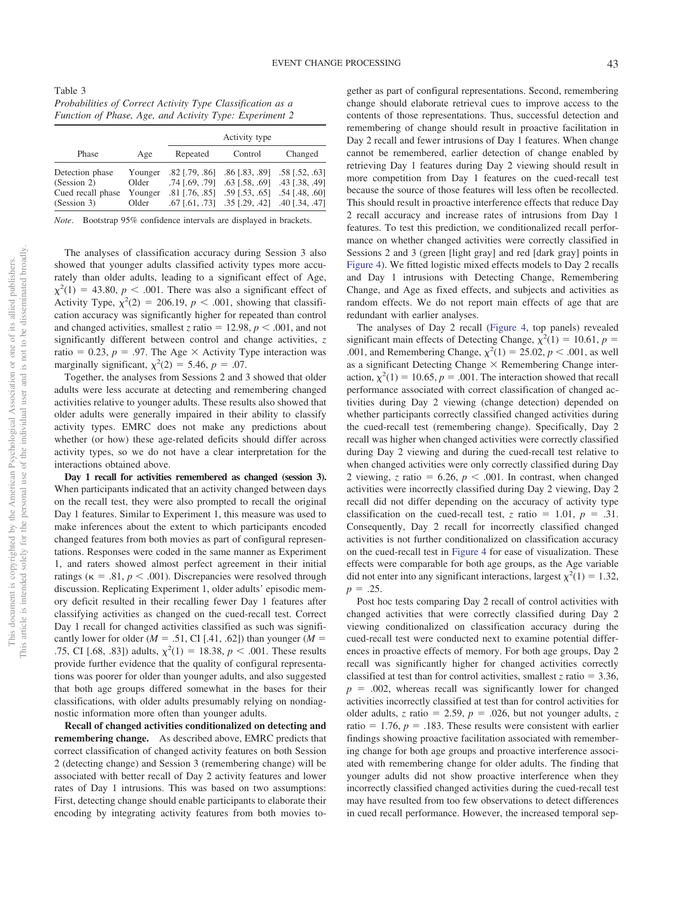Table 3
*Probabilities of Correct Activity Type Classification as a Function of Phase, Age, and Activity Type: Experiment 2*

| Phase | Age | Activity type | | |
|---|---|---|---|---|
| | | Repeated | Control | Changed |
| Detection phase | Younger | .82 [.79, .86] | .86 [.83, .89] | .58 [.52, .63] |
| (Session 2) | Older | .74 [.69, .79] | .63 [.58, .69] | .43 [.38, .49] |
| Cued recall phase | Younger | .81 [.76, .85] | .59 [.53, .65] | .54 [.48, .60] |
| (Session 3) | Older | .67 [.61, .73] | .35 [.29, .42] | .40 [.34, .47] |

*Note*. Bootstrap 95% confidence intervals are displayed in brackets.

The analyses of classification accuracy during Session 3 also showed that younger adults classified activity types more accurately than older adults, leading to a significant effect of Age, $\chi^2(1) = 43.80$, $p < .001$. There was also a significant effect of Activity Type, $\chi^2(2) = 206.19$, $p < .001$, showing that classification accuracy was significantly higher for repeated than control and changed activities, smallest $z$ ratio $= 12.98$, $p < .001$, and not significantly different between control and change activities, $z$ ratio $= 0.23$, $p = .97$. The Age × Activity Type interaction was marginally significant, $\chi^2(2) = 5.46$, $p = .07$.

Together, the analyses from Sessions 2 and 3 showed that older adults were less accurate at detecting and remembering changed activities relative to younger adults. These results also showed that older adults were generally impaired in their ability to classify activity types. EMRC does not make any predictions about whether (or how) these age-related deficits should differ across activity types, so we do not have a clear interpretation for the interactions obtained above.

**Day 1 recall for activities remembered as changed (session 3).** When participants indicated that an activity changed between days on the recall test, they were also prompted to recall the original Day 1 features. Similar to Experiment 1, this measure was used to make inferences about the extent to which participants encoded changed features from both movies as part of configural representations. Responses were coded in the same manner as Experiment 1, and raters showed almost perfect agreement in their initial ratings ($\kappa = .81$, $p < .001$). Discrepancies were resolved through discussion. Replicating Experiment 1, older adults' episodic memory deficit resulted in their recalling fewer Day 1 features after classifying activities as changed on the cued-recall test. Correct Day 1 recall for changed activities classified as such was significantly lower for older ($M = .51$, CI [.41, .62]) than younger ($M = .75$, CI [.68, .83]) adults, $\chi^2(1) = 18.38$, $p < .001$. These results provide further evidence that the quality of configural representations was poorer for older than younger adults, and also suggested that both age groups differed somewhat in the bases for their classifications, with older adults presumably relying on nondiagnostic information more often than younger adults.

**Recall of changed activities conditionalized on detecting and remembering change.** As described above, EMRC predicts that correct classification of changed activity features on both Session 2 (detecting change) and Session 3 (remembering change) will be associated with better recall of Day 2 activity features and lower rates of Day 1 intrusions. This was based on two assumptions: First, detecting change should enable participants to elaborate their encoding by integrating activity features from both movies together as part of configural representations. Second, remembering change should elaborate retrieval cues to improve access to the contents of those representations. Thus, successful detection and remembering of change should result in proactive facilitation in Day 2 recall and fewer intrusions of Day 1 features. When change cannot be remembered, earlier detection of change enabled by retrieving Day 1 features during Day 2 viewing should result in more competition from Day 1 features on the cued-recall test because the source of those features will less often be recollected. This should result in proactive interference effects that reduce Day 2 recall accuracy and increase rates of intrusions from Day 1 features. To test this prediction, we conditionalized recall performance on whether changed activities were correctly classified in Sessions 2 and 3 (green [light gray] and red [dark gray] points in Figure 4). We fitted logistic mixed effects models to Day 2 recalls and Day 1 intrusions with Detecting Change, Remembering Change, and Age as fixed effects, and subjects and activities as random effects. We do not report main effects of age that are redundant with earlier analyses.

The analyses of Day 2 recall (Figure 4, top panels) revealed significant main effects of Detecting Change, $\chi^2(1) = 10.61$, $p = .001$, and Remembering Change, $\chi^2(1) = 25.02$, $p < .001$, as well as a significant Detecting Change × Remembering Change interaction, $\chi^2(1) = 10.65$, $p = .001$. The interaction showed that recall performance associated with correct classification of changed activities during Day 2 viewing (change detection) depended on whether participants correctly classified changed activities during the cued-recall test (remembering change). Specifically, Day 2 recall was higher when changed activities were correctly classified during Day 2 viewing and during the cued-recall test relative to when changed activities were only correctly classified during Day 2 viewing, $z$ ratio $= 6.26$, $p < .001$. In contrast, when changed activities were incorrectly classified during Day 2 viewing, Day 2 recall did not differ depending on the accuracy of activity type classification on the cued-recall test, $z$ ratio $= 1.01$, $p = .31$. Consequently, Day 2 recall for incorrectly classified changed activities is not further conditionalized on classification accuracy on the cued-recall test in Figure 4 for ease of visualization. These effects were comparable for both age groups, as the Age variable did not enter into any significant interactions, largest $\chi^2(1) = 1.32$, $p = .25$.

Post hoc tests comparing Day 2 recall of control activities with changed activities that were correctly classified during Day 2 viewing conditionalized on classification accuracy during the cued-recall test were conducted next to examine potential differences in proactive effects of memory. For both age groups, Day 2 recall was significantly higher for changed activities correctly classified at test than for control activities, smallest $z$ ratio $= 3.36$, $p = .002$, whereas recall was significantly lower for changed activities incorrectly classified at test than for control activities for older adults, $z$ ratio $= 2.59$, $p = .026$, but not younger adults, $z$ ratio $= 1.76$, $p = .183$. These results were consistent with earlier findings showing proactive facilitation associated with remembering change for both age groups and proactive interference associated with remembering change for older adults. The finding that younger adults did not show proactive interference when they incorrectly classified changed activities during the cued-recall test may have resulted from too few observations to detect differences in cued recall performance. However, the increased temporal sep-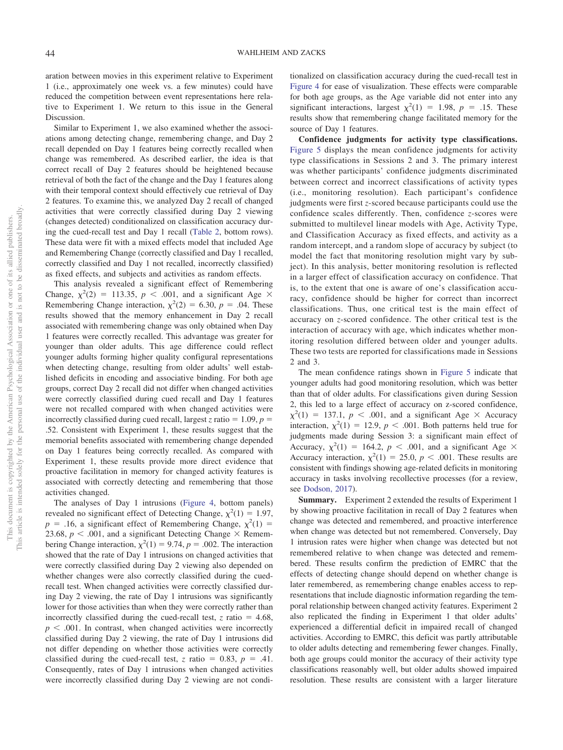aration between movies in this experiment relative to Experiment 1 (i.e., approximately one week vs. a few minutes) could have reduced the competition between event representations here relative to Experiment 1. We return to this issue in the General Discussion.

Similar to Experiment 1, we also examined whether the associations among detecting change, remembering change, and Day 2 recall depended on Day 1 features being correctly recalled when change was remembered. As described earlier, the idea is that correct recall of Day 2 features should be heightened because retrieval of both the fact of the change and the Day 1 features along with their temporal context should effectively cue retrieval of Day 2 features. To examine this, we analyzed Day 2 recall of changed activities that were correctly classified during Day 2 viewing (changes detected) conditionalized on classification accuracy during the cued-recall test and Day 1 recall (Table 2, bottom rows). These data were fit with a mixed effects model that included Age and Remembering Change (correctly classified and Day 1 recalled, correctly classified and Day 1 not recalled, incorrectly classified) as fixed effects, and subjects and activities as random effects.

This analysis revealed a significant effect of Remembering Change, $\chi^2(2) = 113.35$, $p < .001$, and a significant Age × Remembering Change interaction, $\chi^2(2) = 6.30$, $p = .04$. These results showed that the memory enhancement in Day 2 recall associated with remembering change was only obtained when Day 1 features were correctly recalled. This advantage was greater for younger than older adults. This age difference could reflect younger adults forming higher quality configural representations when detecting change, resulting from older adults' well established deficits in encoding and associative binding. For both age groups, correct Day 2 recall did not differ when changed activities were correctly classified during cued recall and Day 1 features were not recalled compared with when changed activities were incorrectly classified during cued recall, largest $z$ ratio $= 1.09$, $p = .52$. Consistent with Experiment 1, these results suggest that the memorial benefits associated with remembering change depended on Day 1 features being correctly recalled. As compared with Experiment 1, these results provide more direct evidence that proactive facilitation in memory for changed activity features is associated with correctly detecting and remembering that those activities changed.

The analyses of Day 1 intrusions (Figure 4, bottom panels) revealed no significant effect of Detecting Change, $\chi^2(1) = 1.97$, $p = .16$, a significant effect of Remembering Change, $\chi^2(1) = 23.68$, $p < .001$, and a significant Detecting Change × Remembering Change interaction, $\chi^2(1) = 9.74$, $p = .002$. The interaction showed that the rate of Day 1 intrusions on changed activities that were correctly classified during Day 2 viewing also depended on whether changes were also correctly classified during the cued-recall test. When changed activities were correctly classified during Day 2 viewing, the rate of Day 1 intrusions was significantly lower for those activities than when they were correctly rather than incorrectly classified during the cued-recall test, $z$ ratio $= 4.68$, $p < .001$. In contrast, when changed activities were incorrectly classified during Day 2 viewing, the rate of Day 1 intrusions did not differ depending on whether those activities were correctly classified during the cued-recall test, $z$ ratio $= 0.83$, $p = .41$. Consequently, rates of Day 1 intrusions when changed activities were incorrectly classified during Day 2 viewing are not conditionalized on classification accuracy during the cued-recall test in Figure 4 for ease of visualization. These effects were comparable for both age groups, as the Age variable did not enter into any significant interactions, largest $\chi^2(1) = 1.98$, $p = .15$. These results show that remembering change facilitated memory for the source of Day 1 features.

**Confidence judgments for activity type classifications.** Figure 5 displays the mean confidence judgments for activity type classifications in Sessions 2 and 3. The primary interest was whether participants' confidence judgments discriminated between correct and incorrect classifications of activity types (i.e., monitoring resolution). Each participant's confidence judgments were first $z$-scored because participants could use the confidence scales differently. Then, confidence $z$-scores were submitted to multilevel linear models with Age, Activity Type, and Classification Accuracy as fixed effects, and activity as a random intercept, and a random slope of accuracy by subject (to model the fact that monitoring resolution might vary by subject). In this analysis, better monitoring resolution is reflected in a larger effect of classification accuracy on confidence. That is, to the extent that one is aware of one's classification accuracy, confidence should be higher for correct than incorrect classifications. Thus, one critical test is the main effect of accuracy on $z$-scored confidence. The other critical test is the interaction of accuracy with age, which indicates whether monitoring resolution differed between older and younger adults. These two tests are reported for classifications made in Sessions 2 and 3.

The mean confidence ratings shown in Figure 5 indicate that younger adults had good monitoring resolution, which was better than that of older adults. For classifications given during Session 2, this led to a large effect of accuracy on z-scored confidence, $\chi^2(1) = 137.1$, $p < .001$, and a significant Age × Accuracy interaction, $\chi^2(1) = 12.9$, $p < .001$. Both patterns held true for judgments made during Session 3: a significant main effect of Accuracy, $\chi^2(1) = 164.2$, $p < .001$, and a significant Age × Accuracy interaction, $\chi^2(1) = 25.0$, $p < .001$. These results are consistent with findings showing age-related deficits in monitoring accuracy in tasks involving recollective processes (for a review, see Dodson, 2017).

**Summary.** Experiment 2 extended the results of Experiment 1 by showing proactive facilitation in recall of Day 2 features when change was detected and remembered, and proactive interference when change was detected but not remembered. Conversely, Day 1 intrusion rates were higher when change was detected but not remembered relative to when change was detected and remembered. These results confirm the prediction of EMRC that the effects of detecting change should depend on whether change is later remembered, as remembering change enables access to representations that include diagnostic information regarding the temporal relationship between changed activity features. Experiment 2 also replicated the finding in Experiment 1 that older adults' experienced a differential deficit in impaired recall of changed activities. According to EMRC, this deficit was partly attributable to older adults detecting and remembering fewer changes. Finally, both age groups could monitor the accuracy of their activity type classifications reasonably well, but older adults showed impaired resolution. These results are consistent with a larger literature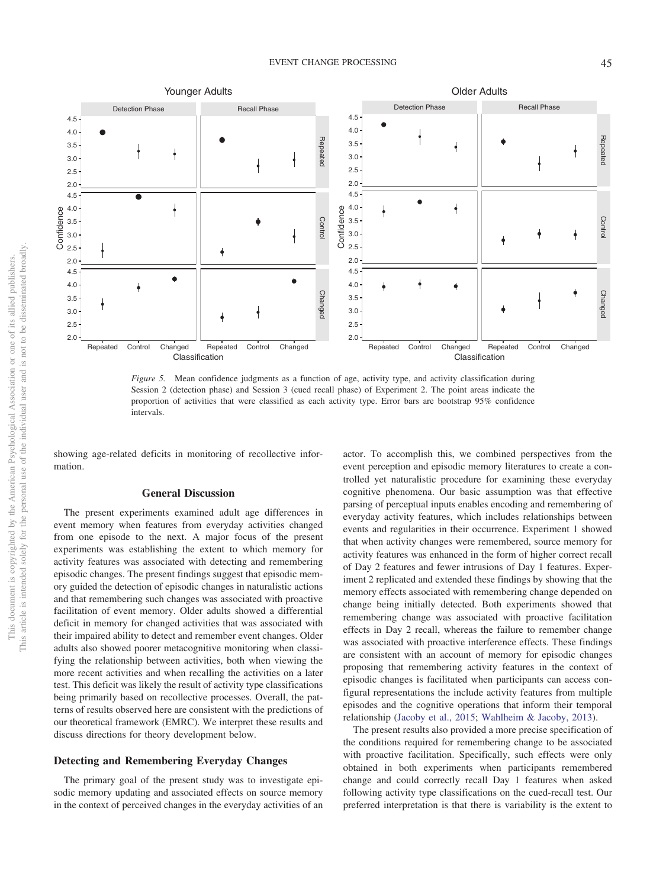Figure 5. Mean confidence judgments as a function of age, activity type, and activity classification during Session 2 (detection phase) and Session 3 (cued recall phase) of Experiment 2. The point areas indicate the proportion of activities that were classified as each activity type. Error bars are bootstrap 95% confidence intervals.

showing age-related deficits in monitoring of recollective information.

## General Discussion

The present experiments examined adult age differences in event memory when features from everyday activities changed from one episode to the next. A major focus of the present experiments was establishing the extent to which memory for activity features was associated with detecting and remembering episodic changes. The present findings suggest that episodic memory guided the detection of episodic changes in naturalistic actions and that remembering such changes was associated with proactive facilitation of event memory. Older adults showed a differential deficit in memory for changed activities that was associated with their impaired ability to detect and remember event changes. Older adults also showed poorer metacognitive monitoring when classifying the relationship between activities, both when viewing the more recent activities and when recalling the activities on a later test. This deficit was likely the result of activity type classifications being primarily based on recollective processes. Overall, the patterns of results observed here are consistent with the predictions of our theoretical framework (EMRC). We interpret these results and discuss directions for theory development below.

### Detecting and Remembering Everyday Changes

The primary goal of the present study was to investigate episodic memory updating and associated effects on source memory in the context of perceived changes in the everyday activities of an actor. To accomplish this, we combined perspectives from the event perception and episodic memory literatures to create a controlled yet naturalistic procedure for examining these everyday cognitive phenomena. Our basic assumption was that effective parsing of perceptual inputs enables encoding and remembering of everyday activity features, which includes relationships between events and regularities in their occurrence. Experiment 1 showed that when activity changes were remembered, source memory for activity features was enhanced in the form of higher correct recall of Day 2 features and fewer intrusions of Day 1 features. Experiment 2 replicated and extended these findings by showing that the memory effects associated with remembering change depended on change being initially detected. Both experiments showed that remembering change was associated with proactive facilitation effects in Day 2 recall, whereas the failure to remember change was associated with proactive interference effects. These findings are consistent with an account of memory for episodic changes proposing that remembering activity features in the context of episodic changes is facilitated when participants can access configural representations the include activity features from multiple episodes and the cognitive operations that inform their temporal relationship (Jacoby et al., 2015; Wahlheim & Jacoby, 2013).

The present results also provided a more precise specification of the conditions required for remembering change to be associated with proactive facilitation. Specifically, such effects were only obtained in both experiments when participants remembered change and could correctly recall Day 1 features when asked following activity type classifications on the cued-recall test. Our preferred interpretation is that there is variability is the extent to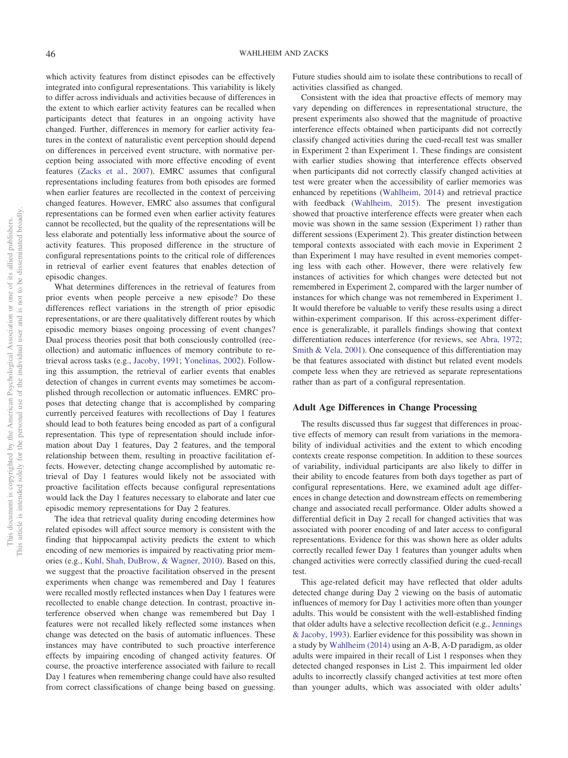which activity features from distinct episodes can be effectively integrated into configural representations. This variability is likely to differ across individuals and activities because of differences in the extent to which earlier activity features can be recalled when participants detect that features in an ongoing activity have changed. Further, differences in memory for earlier activity features in the context of naturalistic event perception should depend on differences in perceived event structure, with normative perception being associated with more effective encoding of event features (Zacks et al., 2007). EMRC assumes that configural representations including features from both episodes are formed when earlier features are recollected in the context of perceiving changed features. However, EMRC also assumes that configural representations can be formed even when earlier activity features cannot be recollected, but the quality of the representations will be less elaborate and potentially less informative about the source of activity features. This proposed difference in the structure of configural representations points to the critical role of differences in retrieval of earlier event features that enables detection of episodic changes.

What determines differences in the retrieval of features from prior events when people perceive a new episode? Do these differences reflect variations in the strength of prior episodic representations, or are there qualitatively different routes by which episodic memory biases ongoing processing of event changes? Dual process theories posit that both consciously controlled (recollection) and automatic influences of memory contribute to retrieval across tasks (e.g., Jacoby, 1991; Yonelinas, 2002). Following this assumption, the retrieval of earlier events that enables detection of changes in current events may sometimes be accomplished through recollection or automatic influences. EMRC proposes that detecting change that is accomplished by comparing currently perceived features with recollections of Day 1 features should lead to both features being encoded as part of a configural representation. This type of representation should include information about Day 1 features, Day 2 features, and the temporal relationship between them, resulting in proactive facilitation effects. However, detecting change accomplished by automatic retrieval of Day 1 features would likely not be associated with proactive facilitation effects because configural representations would lack the Day 1 features necessary to elaborate and later cue episodic memory representations for Day 2 features.

The idea that retrieval quality during encoding determines how related episodes will affect source memory is consistent with the finding that hippocampal activity predicts the extent to which encoding of new memories is impaired by reactivating prior memories (e.g., Kuhl, Shah, DuBrow, & Wagner, 2010). Based on this, we suggest that the proactive facilitation observed in the present experiments when change was remembered and Day 1 features were recalled mostly reflected instances when Day 1 features were recollected to enable change detection. In contrast, proactive interference observed when change was remembered but Day 1 features were not recalled likely reflected some instances when change was detected on the basis of automatic influences. These instances may have contributed to such proactive interference effects by impairing encoding of changed activity features. Of course, the proactive interference associated with failure to recall Day 1 features when remembering change could have also resulted from correct classifications of change being based on guessing. Future studies should aim to isolate these contributions to recall of activities classified as changed.

Consistent with the idea that proactive effects of memory may vary depending on differences in representational structure, the present experiments also showed that the magnitude of proactive interference effects obtained when participants did not correctly classify changed activities during the cued-recall test was smaller in Experiment 2 than Experiment 1. These findings are consistent with earlier studies showing that interference effects observed when participants did not correctly classify changed activities at test were greater when the accessibility of earlier memories was enhanced by repetitions (Wahlheim, 2014) and retrieval practice with feedback (Wahlheim, 2015). The present investigation showed that proactive interference effects were greater when each movie was shown in the same session (Experiment 1) rather than different sessions (Experiment 2). This greater distinction between temporal contexts associated with each movie in Experiment 2 than Experiment 1 may have resulted in event memories competing less with each other. However, there were relatively few instances of activities for which changes were detected but not remembered in Experiment 2, compared with the larger number of instances for which change was not remembered in Experiment 1. It would therefore be valuable to verify these results using a direct within-experiment comparison. If this across-experiment difference is generalizable, it parallels findings showing that context differentiation reduces interference (for reviews, see Abra, 1972; Smith & Vela, 2001). One consequence of this differentiation may be that features associated with distinct but related event models compete less when they are retrieved as separate representations rather than as part of a configural representation.

## Adult Age Differences in Change Processing

The results discussed thus far suggest that differences in proactive effects of memory can result from variations in the memorability of individual activities and the extent to which encoding contexts create response competition. In addition to these sources of variability, individual participants are also likely to differ in their ability to encode features from both days together as part of configural representations. Here, we examined adult age differences in change detection and downstream effects on remembering change and associated recall performance. Older adults showed a differential deficit in Day 2 recall for changed activities that was associated with poorer encoding of and later access to configural representations. Evidence for this was shown here as older adults correctly recalled fewer Day 1 features than younger adults when changed activities were correctly classified during the cued-recall test.

This age-related deficit may have reflected that older adults detected change during Day 2 viewing on the basis of automatic influences of memory for Day 1 activities more often than younger adults. This would be consistent with the well-established finding that older adults have a selective recollection deficit (e.g., Jennings & Jacoby, 1993). Earlier evidence for this possibility was shown in a study by Wahlheim (2014) using an A-B, A-D paradigm, as older adults were impaired in their recall of List 1 responses when they detected changed responses in List 2. This impairment led older adults to incorrectly classify changed activities at test more often than younger adults, which was associated with older adults'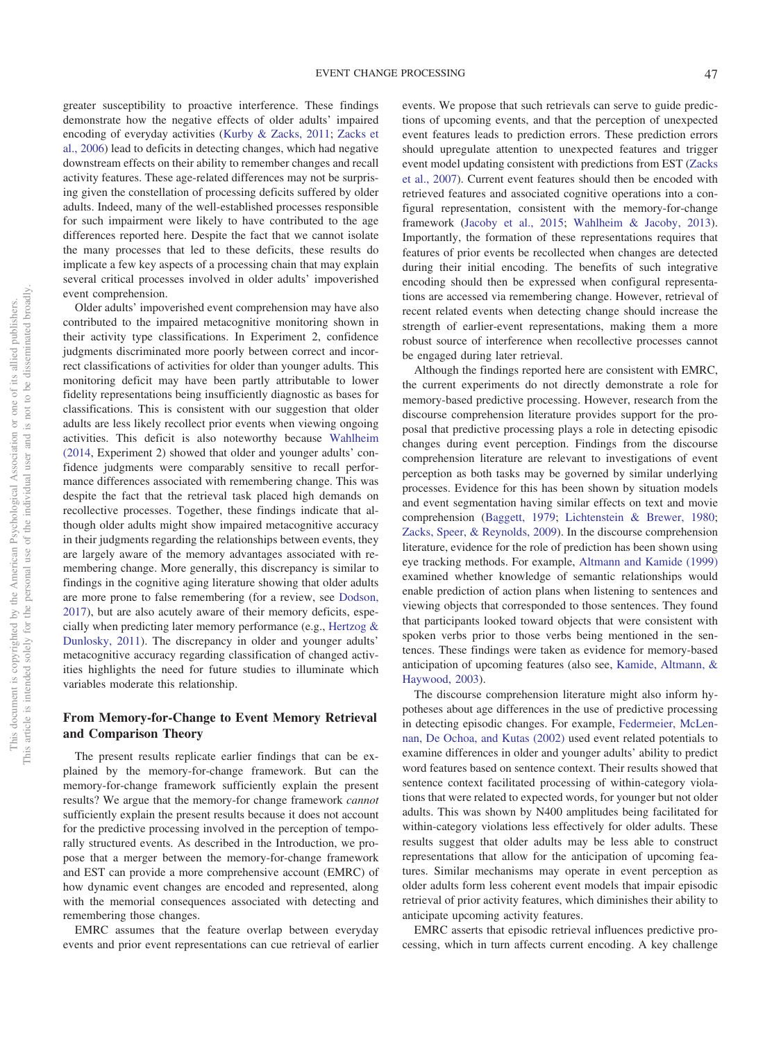greater susceptibility to proactive interference. These findings demonstrate how the negative effects of older adults' impaired encoding of everyday activities (Kurby & Zacks, 2011; Zacks et al., 2006) lead to deficits in detecting changes, which had negative downstream effects on their ability to remember changes and recall activity features. These age-related differences may not be surprising given the constellation of processing deficits suffered by older adults. Indeed, many of the well-established processes responsible for such impairment were likely to have contributed to the age differences reported here. Despite the fact that we cannot isolate the many processes that led to these deficits, these results do implicate a few key aspects of a processing chain that may explain several critical processes involved in older adults' impoverished event comprehension.

Older adults' impoverished event comprehension may have also contributed to the impaired metacognitive monitoring shown in their activity type classifications. In Experiment 2, confidence judgments discriminated more poorly between correct and incorrect classifications of activities for older than younger adults. This monitoring deficit may have been partly attributable to lower fidelity representations being insufficiently diagnostic as bases for classifications. This is consistent with our suggestion that older adults are less likely recollect prior events when viewing ongoing activities. This deficit is also noteworthy because Wahlheim (2014, Experiment 2) showed that older and younger adults' confidence judgments were comparably sensitive to recall performance differences associated with remembering change. This was despite the fact that the retrieval task placed high demands on recollective processes. Together, these findings indicate that although older adults might show impaired metacognitive accuracy in their judgments regarding the relationships between events, they are largely aware of the memory advantages associated with remembering change. More generally, this discrepancy is similar to findings in the cognitive aging literature showing that older adults are more prone to false remembering (for a review, see Dodson, 2017), but are also acutely aware of their memory deficits, especially when predicting later memory performance (e.g., Hertzog & Dunlosky, 2011). The discrepancy in older and younger adults' metacognitive accuracy regarding classification of changed activities highlights the need for future studies to illuminate which variables moderate this relationship.

## From Memory-for-Change to Event Memory Retrieval and Comparison Theory

The present results replicate earlier findings that can be explained by the memory-for-change framework. But can the memory-for-change framework sufficiently explain the present results? We argue that the memory-for change framework *cannot* sufficiently explain the present results because it does not account for the predictive processing involved in the perception of temporally structured events. As described in the Introduction, we propose that a merger between the memory-for-change framework and EST can provide a more comprehensive account (EMRC) of how dynamic event changes are encoded and represented, along with the memorial consequences associated with detecting and remembering those changes.

EMRC assumes that the feature overlap between everyday events and prior event representations can cue retrieval of earlier events. We propose that such retrievals can serve to guide predictions of upcoming events, and that the perception of unexpected event features leads to prediction errors. These prediction errors should upregulate attention to unexpected features and trigger event model updating consistent with predictions from EST (Zacks et al., 2007). Current event features should then be encoded with retrieved features and associated cognitive operations into a configural representation, consistent with the memory-for-change framework (Jacoby et al., 2015; Wahlheim & Jacoby, 2013). Importantly, the formation of these representations requires that features of prior events be recollected when changes are detected during their initial encoding. The benefits of such integrative encoding should then be expressed when configural representations are accessed via remembering change. However, retrieval of recent related events when detecting change should increase the strength of earlier-event representations, making them a more robust source of interference when recollective processes cannot be engaged during later retrieval.

Although the findings reported here are consistent with EMRC, the current experiments do not directly demonstrate a role for memory-based predictive processing. However, research from the discourse comprehension literature provides support for the proposal that predictive processing plays a role in detecting episodic changes during event perception. Findings from the discourse comprehension literature are relevant to investigations of event perception as both tasks may be governed by similar underlying processes. Evidence for this has been shown by situation models and event segmentation having similar effects on text and movie comprehension (Baggett, 1979; Lichtenstein & Brewer, 1980; Zacks, Speer, & Reynolds, 2009). In the discourse comprehension literature, evidence for the role of prediction has been shown using eye tracking methods. For example, Altmann and Kamide (1999) examined whether knowledge of semantic relationships would enable prediction of action plans when listening to sentences and viewing objects that corresponded to those sentences. They found that participants looked toward objects that were consistent with spoken verbs prior to those verbs being mentioned in the sentences. These findings were taken as evidence for memory-based anticipation of upcoming features (also see, Kamide, Altmann, & Haywood, 2003).

The discourse comprehension literature might also inform hypotheses about age differences in the use of predictive processing in detecting episodic changes. For example, Federmeier, McLennan, De Ochoa, and Kutas (2002) used event related potentials to examine differences in older and younger adults' ability to predict word features based on sentence context. Their results showed that sentence context facilitated processing of within-category violations that were related to expected words, for younger but not older adults. This was shown by N400 amplitudes being facilitated for within-category violations less effectively for older adults. These results suggest that older adults may be less able to construct representations that allow for the anticipation of upcoming features. Similar mechanisms may operate in event perception as older adults form less coherent event models that impair episodic retrieval of prior activity features, which diminishes their ability to anticipate upcoming activity features.

EMRC asserts that episodic retrieval influences predictive processing, which in turn affects current encoding. A key challenge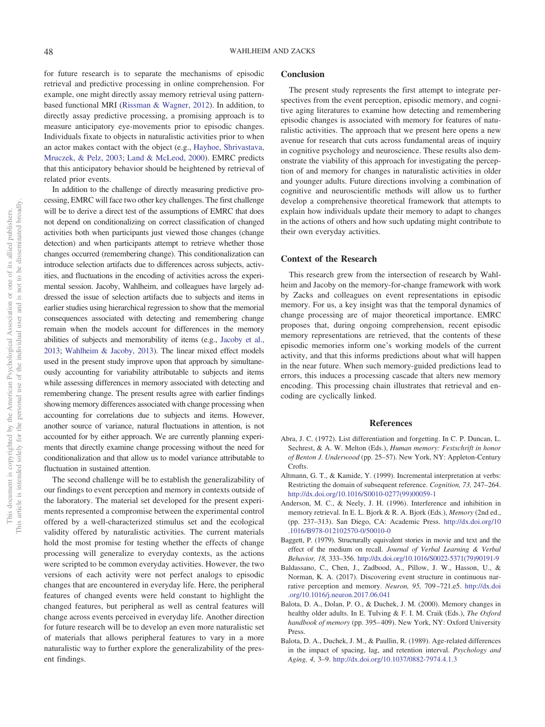for future research is to separate the mechanisms of episodic retrieval and predictive processing in online comprehension. For example, one might directly assay memory retrieval using pattern-based functional MRI (Rissman & Wagner, 2012). In addition, to directly assay predictive processing, a promising approach is to measure anticipatory eye-movements prior to episodic changes. Individuals fixate to objects in naturalistic activities prior to when an actor makes contact with the object (e.g., Hayhoe, Shrivastava, Mruczek, & Pelz, 2003; Land & McLeod, 2000). EMRC predicts that this anticipatory behavior should be heightened by retrieval of related prior events.

In addition to the challenge of directly measuring predictive processing, EMRC will face two other key challenges. The first challenge will be to derive a direct test of the assumptions of EMRC that does not depend on conditionalizing on correct classification of changed activities both when participants just viewed those changes (change detection) and when participants attempt to retrieve whether those changes occurred (remembering change). This conditionalization can introduce selection artifacts due to differences across subjects, activities, and fluctuations in the encoding of activities across the experimental session. Jacoby, Wahlheim, and colleagues have largely addressed the issue of selection artifacts due to subjects and items in earlier studies using hierarchical regression to show that the memorial consequences associated with detecting and remembering change remain when the models account for differences in the memory abilities of subjects and memorability of items (e.g., Jacoby et al., 2013; Wahlheim & Jacoby, 2013). The linear mixed effect models used in the present study improve upon that approach by simultaneously accounting for variability attributable to subjects and items while assessing differences in memory associated with detecting and remembering change. The present results agree with earlier findings showing memory differences associated with change processing when accounting for correlations due to subjects and items. However, another source of variance, natural fluctuations in attention, is not accounted for by either approach. We are currently planning experiments that directly examine change processing without the need for conditionalization and that allow us to model variance attributable to fluctuation in sustained attention.

The second challenge will be to establish the generalizability of our findings to event perception and memory in contexts outside of the laboratory. The material set developed for the present experiments represented a compromise between the experimental control offered by a well-characterized stimulus set and the ecological validity offered by naturalistic activities. The current materials hold the most promise for testing whether the effects of change processing will generalize to everyday contexts, as the actions were scripted to be common everyday activities. However, the two versions of each activity were not perfect analogs to episodic changes that are encountered in everyday life. Here, the peripheral features of changed events were held constant to highlight the changed features, but peripheral as well as central features will change across events perceived in everyday life. Another direction for future research will be to develop an even more naturalistic set of materials that allows peripheral features to vary in a more naturalistic way to further explore the generalizability of the present findings.

## Conclusion

The present study represents the first attempt to integrate perspectives from the event perception, episodic memory, and cognitive aging literatures to examine how detecting and remembering episodic changes is associated with memory for features of naturalistic activities. The approach that we present here opens a new avenue for research that cuts across fundamental areas of inquiry in cognitive psychology and neuroscience. These results also demonstrate the viability of this approach for investigating the perception of and memory for changes in naturalistic activities in older and younger adults. Future directions involving a combination of cognitive and neuroscientific methods will allow us to further develop a comprehensive theoretical framework that attempts to explain how individuals update their memory to adapt to changes in the actions of others and how such updating might contribute to their own everyday activities.

## Context of the Research

This research grew from the intersection of research by Wahlheim and Jacoby on the memory-for-change framework with work by Zacks and colleagues on event representations in episodic memory. For us, a key insight was that the temporal dynamics of change processing are of major theoretical importance. EMRC proposes that, during ongoing comprehension, recent episodic memory representations are retrieved, that the contents of these episodic memories inform one's working models of the current activity, and that this informs predictions about what will happen in the near future. When such memory-guided predictions lead to errors, this induces a processing cascade that alters new memory encoding. This processing chain illustrates that retrieval and encoding are cyclically linked.

## References

Abra, J. C. (1972). List differentiation and forgetting. In C. P. Duncan, L. Sechrest, & A. W. Melton (Eds.), *Human memory: Festschrift in honor of Benton J. Underwood* (pp. 25–57). New York, NY: Appleton-Century Crofts.

Altmann, G. T., & Kamide, Y. (1999). Incremental interpretation at verbs: Restricting the domain of subsequent reference. *Cognition, 73,* 247–264. http://dx.doi.org/10.1016/S0010-0277(99)00059-1

Anderson, M. C., & Neely, J. H. (1996). Interference and inhibition in memory retrieval. In E. L. Bjork & R. A. Bjork (Eds.), *Memory* (2nd ed., (pp. 237–313). San Diego, CA: Academic Press. http://dx.doi.org/10.1016/B978-012102570-0/50010-0

Baggett, P. (1979). Structurally equivalent stories in movie and text and the effect of the medium on recall. *Journal of Verbal Learning & Verbal Behavior, 18,* 333–356. http://dx.doi.org/10.1016/S0022-5371(79)90191-9

Baldassano, C., Chen, J., Zadbood, A., Pillow, J. W., Hasson, U., & Norman, K. A. (2017). Discovering event structure in continuous narrative perception and memory. *Neuron, 95,* 709–721.e5. http://dx.doi.org/10.1016/j.neuron.2017.06.041

Balota, D. A., Dolan, P. O., & Duchek, J. M. (2000). Memory changes in healthy older adults. In E. Tulving & F. I. M. Craik (Eds.), *The Oxford handbook of memory* (pp. 395–409). New York, NY: Oxford University Press.

Balota, D. A., Duchek, J. M., & Paullin, R. (1989). Age-related differences in the impact of spacing, lag, and retention interval. *Psychology and Aging, 4,* 3–9. http://dx.doi.org/10.1037/0882-7974.4.1.3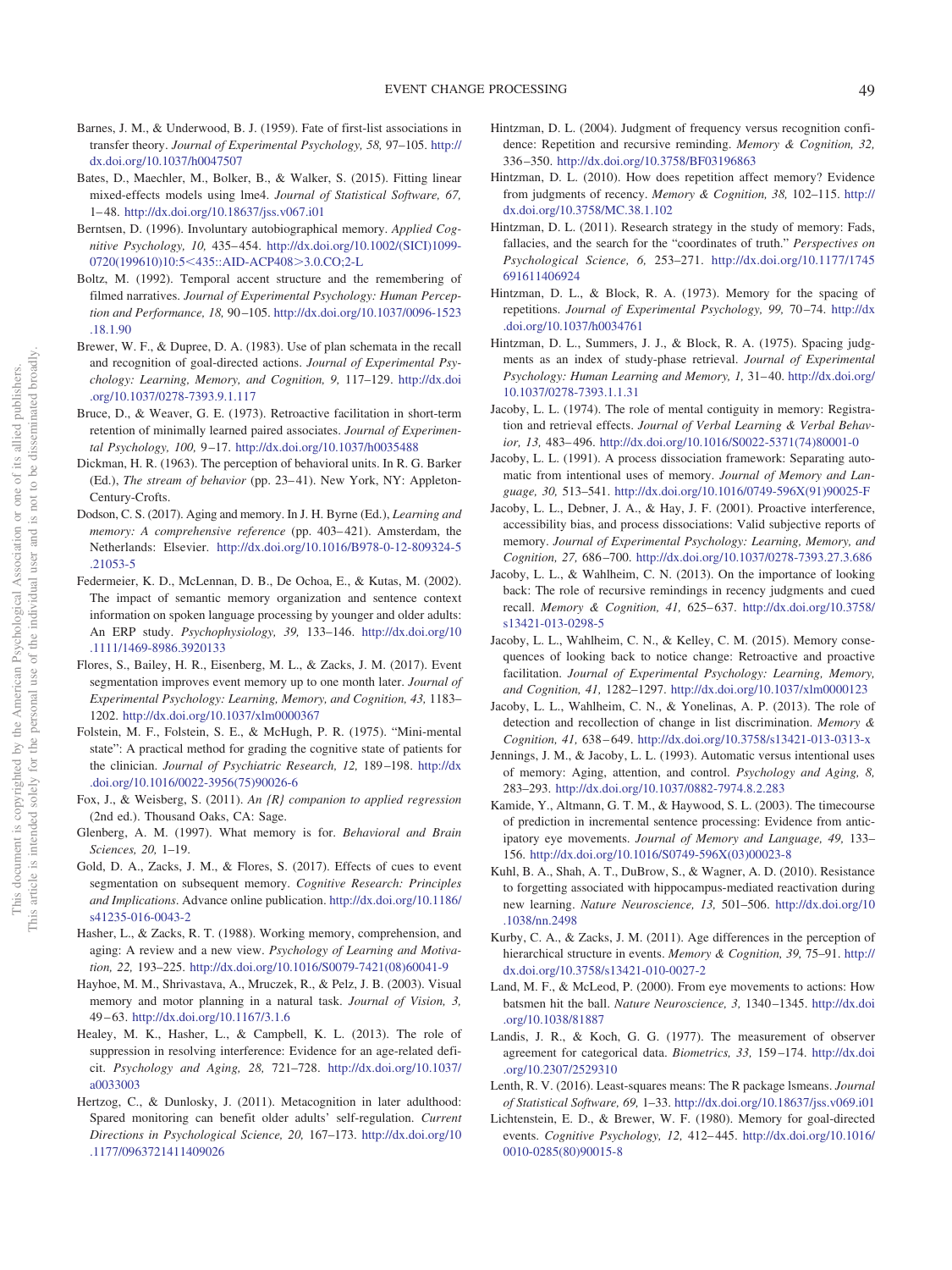Barnes, J. M., & Underwood, B. J. (1959). Fate of first-list associations in transfer theory. *Journal of Experimental Psychology, 58,* 97–105. http://dx.doi.org/10.1037/h0047507

Bates, D., Maechler, M., Bolker, B., & Walker, S. (2015). Fitting linear mixed-effects models using lme4. *Journal of Statistical Software, 67,* 1–48. http://dx.doi.org/10.18637/jss.v067.i01

Berntsen, D. (1996). Involuntary autobiographical memory. *Applied Cognitive Psychology, 10,* 435–454. http://dx.doi.org/10.1002/(SICI)1099-0720(199610)10:5<435::AID-ACP408>3.0.CO;2-L

Boltz, M. (1992). Temporal accent structure and the remembering of filmed narratives. *Journal of Experimental Psychology: Human Perception and Performance, 18,* 90–105. http://dx.doi.org/10.1037/0096-1523.18.1.90

Brewer, W. F., & Dupree, D. A. (1983). Use of plan schemata in the recall and recognition of goal-directed actions. *Journal of Experimental Psychology: Learning, Memory, and Cognition, 9,* 117–129. http://dx.doi.org/10.1037/0278-7393.9.1.117

Bruce, D., & Weaver, G. E. (1973). Retroactive facilitation in short-term retention of minimally learned paired associates. *Journal of Experimental Psychology, 100,* 9–17. http://dx.doi.org/10.1037/h0035488

Dickman, H. R. (1963). The perception of behavioral units. In R. G. Barker (Ed.), *The stream of behavior* (pp. 23–41). New York, NY: Appleton-Century-Crofts.

Dodson, C. S. (2017). Aging and memory. In J. H. Byrne (Ed.), *Learning and memory: A comprehensive reference* (pp. 403–421). Amsterdam, the Netherlands: Elsevier. http://dx.doi.org/10.1016/B978-0-12-809324-5.21053-5

Federmeier, K. D., McLennan, D. B., De Ochoa, E., & Kutas, M. (2002). The impact of semantic memory organization and sentence context information on spoken language processing by younger and older adults: An ERP study. *Psychophysiology, 39,* 133–146. http://dx.doi.org/10.1111/1469-8986.3920133

Flores, S., Bailey, H. R., Eisenberg, M. L., & Zacks, J. M. (2017). Event segmentation improves event memory up to one month later. *Journal of Experimental Psychology: Learning, Memory, and Cognition, 43,* 1183–1202. http://dx.doi.org/10.1037/xlm0000367

Folstein, M. F., Folstein, S. E., & McHugh, P. R. (1975). "Mini-mental state": A practical method for grading the cognitive state of patients for the clinician. *Journal of Psychiatric Research, 12,* 189–198. http://dx.doi.org/10.1016/0022-3956(75)90026-6

Fox, J., & Weisberg, S. (2011). *An {R} companion to applied regression* (2nd ed.). Thousand Oaks, CA: Sage.

Glenberg, A. M. (1997). What memory is for. *Behavioral and Brain Sciences, 20,* 1–19.

Gold, D. A., Zacks, J. M., & Flores, S. (2017). Effects of cues to event segmentation on subsequent memory. *Cognitive Research: Principles and Implications*. Advance online publication. http://dx.doi.org/10.1186/s41235-016-0043-2

Hasher, L., & Zacks, R. T. (1988). Working memory, comprehension, and aging: A review and a new view. *Psychology of Learning and Motivation, 22,* 193–225. http://dx.doi.org/10.1016/S0079-7421(08)60041-9

Hayhoe, M. M., Shrivastava, A., Mruczek, R., & Pelz, J. B. (2003). Visual memory and motor planning in a natural task. *Journal of Vision, 3,* 49–63. http://dx.doi.org/10.1167/3.1.6

Healey, M. K., Hasher, L., & Campbell, K. L. (2013). The role of suppression in resolving interference: Evidence for an age-related deficit. *Psychology and Aging, 28,* 721–728. http://dx.doi.org/10.1037/a0033003

Hertzog, C., & Dunlosky, J. (2011). Metacognition in later adulthood: Spared monitoring can benefit older adults' self-regulation. *Current Directions in Psychological Science, 20,* 167–173. http://dx.doi.org/10.1177/0963721411409026

Hintzman, D. L. (2004). Judgment of frequency versus recognition confidence: Repetition and recursive reminding. *Memory & Cognition, 32,* 336–350. http://dx.doi.org/10.3758/BF03196863

Hintzman, D. L. (2010). How does repetition affect memory? Evidence from judgments of recency. *Memory & Cognition, 38,* 102–115. http://dx.doi.org/10.3758/MC.38.1.102

Hintzman, D. L. (2011). Research strategy in the study of memory: Fads, fallacies, and the search for the "coordinates of truth." *Perspectives on Psychological Science, 6,* 253–271. http://dx.doi.org/10.1177/1745691611406924

Hintzman, D. L., & Block, R. A. (1973). Memory for the spacing of repetitions. *Journal of Experimental Psychology, 99,* 70–74. http://dx.doi.org/10.1037/h0034761

Hintzman, D. L., Summers, J. J., & Block, R. A. (1975). Spacing judgments as an index of study-phase retrieval. *Journal of Experimental Psychology: Human Learning and Memory, 1,* 31–40. http://dx.doi.org/10.1037/0278-7393.1.1.31

Jacoby, L. L. (1974). The role of mental contiguity in memory: Registration and retrieval effects. *Journal of Verbal Learning & Verbal Behavior, 13,* 483–496. http://dx.doi.org/10.1016/S0022-5371(74)80001-0

Jacoby, L. L. (1991). A process dissociation framework: Separating automatic from intentional uses of memory. *Journal of Memory and Language, 30,* 513–541. http://dx.doi.org/10.1016/0749-596X(91)90025-F

Jacoby, L. L., Debner, J. A., & Hay, J. F. (2001). Proactive interference, accessibility bias, and process dissociations: Valid subjective reports of memory. *Journal of Experimental Psychology: Learning, Memory, and Cognition, 27,* 686–700. http://dx.doi.org/10.1037/0278-7393.27.3.686

Jacoby, L. L., & Wahlheim, C. N. (2013). On the importance of looking back: The role of recursive remindings in recency judgments and cued recall. *Memory & Cognition, 41,* 625–637. http://dx.doi.org/10.3758/s13421-013-0298-5

Jacoby, L. L., Wahlheim, C. N., & Kelley, C. M. (2015). Memory consequences of looking back to notice change: Retroactive and proactive facilitation. *Journal of Experimental Psychology: Learning, Memory, and Cognition, 41,* 1282–1297. http://dx.doi.org/10.1037/xlm0000123

Jacoby, L. L., Wahlheim, C. N., & Yonelinas, A. P. (2013). The role of detection and recollection of change in list discrimination. *Memory & Cognition, 41,* 638–649. http://dx.doi.org/10.3758/s13421-013-0313-x

Jennings, J. M., & Jacoby, L. L. (1993). Automatic versus intentional uses of memory: Aging, attention, and control. *Psychology and Aging, 8,* 283–293. http://dx.doi.org/10.1037/0882-7974.8.2.283

Kamide, Y., Altmann, G. T. M., & Haywood, S. L. (2003). The timecourse of prediction in incremental sentence processing: Evidence from anticipatory eye movements. *Journal of Memory and Language, 49,* 133–156. http://dx.doi.org/10.1016/S0749-596X(03)00023-8

Kuhl, B. A., Shah, A. T., DuBrow, S., & Wagner, A. D. (2010). Resistance to forgetting associated with hippocampus-mediated reactivation during new learning. *Nature Neuroscience, 13,* 501–506. http://dx.doi.org/10.1038/nn.2498

Kurby, C. A., & Zacks, J. M. (2011). Age differences in the perception of hierarchical structure in events. *Memory & Cognition, 39,* 75–91. http://dx.doi.org/10.3758/s13421-010-0027-2

Land, M. F., & McLeod, P. (2000). From eye movements to actions: How batsmen hit the ball. *Nature Neuroscience, 3,* 1340–1345. http://dx.doi.org/10.1038/81887

Landis, J. R., & Koch, G. G. (1977). The measurement of observer agreement for categorical data. *Biometrics, 33,* 159–174. http://dx.doi.org/10.2307/2529310

Lenth, R. V. (2016). Least-squares means: The R package lsmeans. *Journal of Statistical Software, 69,* 1–33. http://dx.doi.org/10.18637/jss.v069.i01

Lichtenstein, E. D., & Brewer, W. F. (1980). Memory for goal-directed events. *Cognitive Psychology, 12,* 412–445. http://dx.doi.org/10.1016/0010-0285(80)90015-8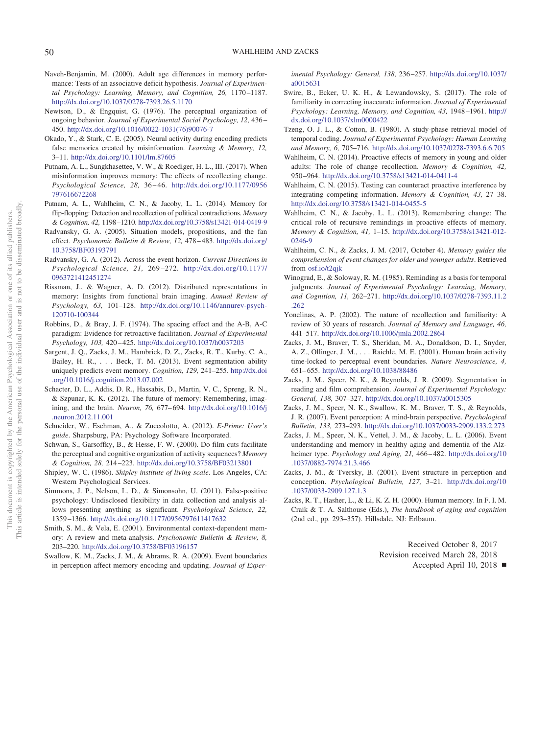Naveh-Benjamin, M. (2000). Adult age differences in memory performance: Tests of an associative deficit hypothesis. *Journal of Experimental Psychology: Learning, Memory, and Cognition, 26,* 1170–1187. http://dx.doi.org/10.1037/0278-7393.26.5.1170

Newtson, D., & Engquist, G. (1976). The perceptual organization of ongoing behavior. *Journal of Experimental Social Psychology, 12,* 436–450. http://dx.doi.org/10.1016/0022-1031(76)90076-7

Okado, Y., & Stark, C. E. (2005). Neural activity during encoding predicts false memories created by misinformation. *Learning & Memory, 12,* 3–11. http://dx.doi.org/10.1101/lm.87605

Putnam, A. L., Sungkhasettee, V. W., & Roediger, H. L., III. (2017). When misinformation improves memory: The effects of recollecting change. *Psychological Science, 28,* 36–46. http://dx.doi.org/10.1177/0956797616672268

Putnam, A. L., Wahlheim, C. N., & Jacoby, L. L. (2014). Memory for flip-flopping: Detection and recollection of political contradictions. *Memory & Cognition, 42,* 1198–1210. http://dx.doi.org/10.3758/s13421-014-0419-9

Radvansky, G. A. (2005). Situation models, propositions, and the fan effect. *Psychonomic Bulletin & Review, 12,* 478–483. http://dx.doi.org/10.3758/BF03193791

Radvansky, G. A. (2012). Across the event horizon. *Current Directions in Psychological Science, 21,* 269–272. http://dx.doi.org/10.1177/0963721412451274

Rissman, J., & Wagner, A. D. (2012). Distributed representations in memory: Insights from functional brain imaging. *Annual Review of Psychology, 63,* 101–128. http://dx.doi.org/10.1146/annurev-psych-120710-100344

Robbins, D., & Bray, J. F. (1974). The spacing effect and the A-B, A-C paradigm: Evidence for retroactive facilitation. *Journal of Experimental Psychology, 103,* 420–425. http://dx.doi.org/10.1037/h0037203

Sargent, J. Q., Zacks, J. M., Hambrick, D. Z., Zacks, R. T., Kurby, C. A., Bailey, H. R., . . . Beck, T. M. (2013). Event segmentation ability uniquely predicts event memory. *Cognition, 129,* 241–255. http://dx.doi.org/10.1016/j.cognition.2013.07.002

Schacter, D. L., Addis, D. R., Hassabis, D., Martin, V. C., Spreng, R. N., & Szpunar, K. K. (2012). The future of memory: Remembering, imagining, and the brain. *Neuron, 76,* 677–694. http://dx.doi.org/10.1016/j.neuron.2012.11.001

Schneider, W., Eschman, A., & Zuccolotto, A. (2012). *E-Prime: User's guide*. Sharpsburg, PA: Psychology Software Incorporated.

Schwan, S., Garsoffky, B., & Hesse, F. W. (2000). Do film cuts facilitate the perceptual and cognitive organization of activity sequences? *Memory & Cognition, 28,* 214–223. http://dx.doi.org/10.3758/BF03213801

Shipley, W. C. (1986). *Shipley institute of living scale*. Los Angeles, CA: Western Psychological Services.

Simmons, J. P., Nelson, L. D., & Simonsohn, U. (2011). False-positive psychology: Undisclosed flexibility in data collection and analysis allows presenting anything as significant. *Psychological Science, 22,* 1359–1366. http://dx.doi.org/10.1177/0956797611417632

Smith, S. M., & Vela, E. (2001). Environmental context-dependent memory: A review and meta-analysis. *Psychonomic Bulletin & Review, 8,* 203–220. http://dx.doi.org/10.3758/BF03196157

Swallow, K. M., Zacks, J. M., & Abrams, R. A. (2009). Event boundaries in perception affect memory encoding and updating. *Journal of Experimental Psychology: General, 138,* 236–257. http://dx.doi.org/10.1037/a0015631

Swire, B., Ecker, U. K. H., & Lewandowsky, S. (2017). The role of familiarity in correcting inaccurate information. *Journal of Experimental Psychology: Learning, Memory, and Cognition, 43,* 1948–1961. http://dx.doi.org/10.1037/xlm0000422

Tzeng, O. J. L., & Cotton, B. (1980). A study-phase retrieval model of temporal coding. *Journal of Experimental Psychology: Human Learning and Memory, 6,* 705–716. http://dx.doi.org/10.1037/0278-7393.6.6.705

Wahlheim, C. N. (2014). Proactive effects of memory in young and older adults: The role of change recollection. *Memory & Cognition, 42,* 950–964. http://dx.doi.org/10.3758/s13421-014-0411-4

Wahlheim, C. N. (2015). Testing can counteract proactive interference by integrating competing information. *Memory & Cognition, 43,* 27–38. http://dx.doi.org/10.3758/s13421-014-0455-5

Wahlheim, C. N., & Jacoby, L. L. (2013). Remembering change: The critical role of recursive remindings in proactive effects of memory. *Memory & Cognition, 41,* 1–15. http://dx.doi.org/10.3758/s13421-012-0246-9

Wahlheim, C. N., & Zacks, J. M. (2017, October 4). *Memory guides the comprehension of event changes for older and younger adults*. Retrieved from osf.io/t2qjk

Winograd, E., & Soloway, R. M. (1985). Reminding as a basis for temporal judgments. *Journal of Experimental Psychology: Learning, Memory, and Cognition, 11,* 262–271. http://dx.doi.org/10.1037/0278-7393.11.2.262

Yonelinas, A. P. (2002). The nature of recollection and familiarity: A review of 30 years of research. *Journal of Memory and Language, 46,* 441–517. http://dx.doi.org/10.1006/jmla.2002.2864

Zacks, J. M., Braver, T. S., Sheridan, M. A., Donaldson, D. I., Snyder, A. Z., Ollinger, J. M., . . . Raichle, M. E. (2001). Human brain activity time-locked to perceptual event boundaries. *Nature Neuroscience, 4,* 651–655. http://dx.doi.org/10.1038/88486

Zacks, J. M., Speer, N. K., & Reynolds, J. R. (2009). Segmentation in reading and film comprehension. *Journal of Experimental Psychology: General, 138,* 307–327. http://dx.doi.org/10.1037/a0015305

Zacks, J. M., Speer, N. K., Swallow, K. M., Braver, T. S., & Reynolds, J. R. (2007). Event perception: A mind-brain perspective. *Psychological Bulletin, 133,* 273–293. http://dx.doi.org/10.1037/0033-2909.133.2.273

Zacks, J. M., Speer, N. K., Vettel, J. M., & Jacoby, L. L. (2006). Event understanding and memory in healthy aging and dementia of the Alzheimer type. *Psychology and Aging, 21,* 466–482. http://dx.doi.org/10.1037/0882-7974.21.3.466

Zacks, J. M., & Tversky, B. (2001). Event structure in perception and conception. *Psychological Bulletin, 127,* 3–21. http://dx.doi.org/10.1037/0033-2909.127.1.3

Zacks, R. T., Hasher, L., & Li, K. Z. H. (2000). Human memory. In F. I. M. Craik & T. A. Salthouse (Eds.), *The handbook of aging and cognition* (2nd ed., pp. 293–357). Hillsdale, NJ: Erlbaum.

Received October 8, 2017
Revision received March 28, 2018
Accepted April 10, 2018 ■